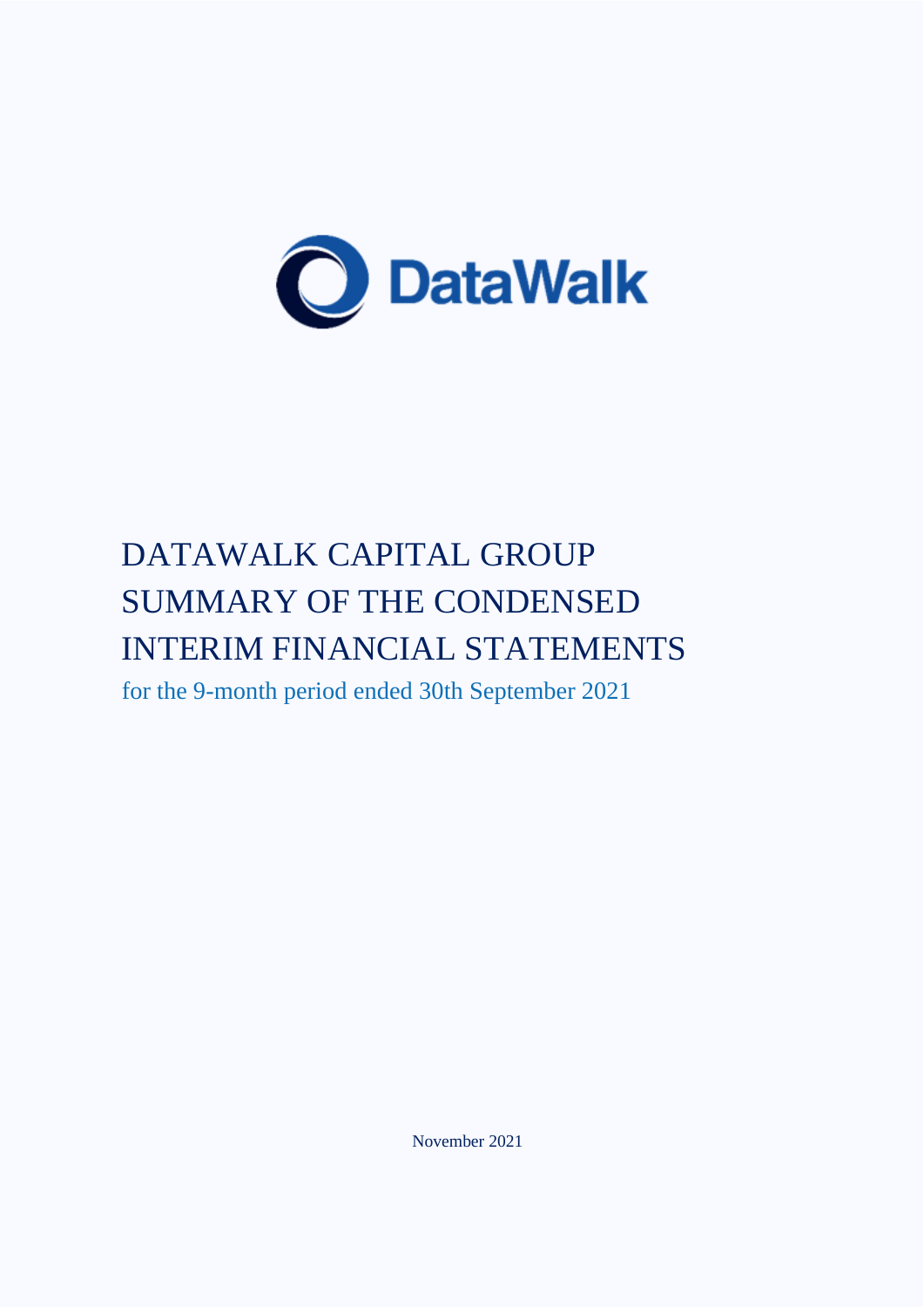DataWalk

# DATAWALK CAPITAL GROUP SUMMARY OF THE CONDENSED INTERIM FINANCIAL STATEMENTS

for the 9-month period ended 30th September 2021

November 2021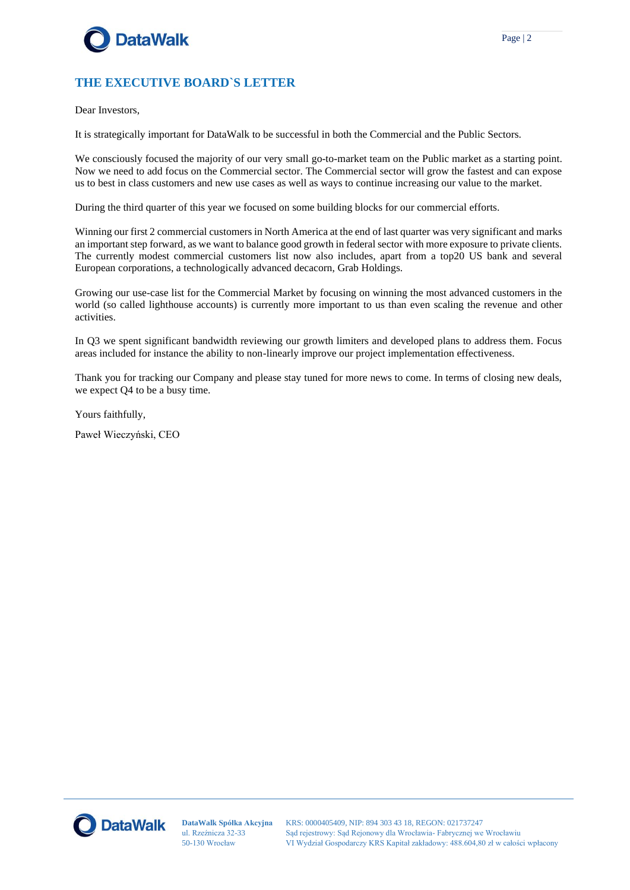## THE EXECUTIVE BOARD`S LETTER

Dear Investors,

It is strategically important for DataWalk to be successful in both the Commercial and the Public Sectors.

We consciously focused the majority of our very small go-to-market team on the Public market as a starting point. Now we need to add focus on the Commercial sector. The Commercial sector will grow the fastest and can expose us to best in class customers and new use cases as well as ways to continue increasing our value to the market.

During the third quarter of this year we focused on some building blocks for our commercial efforts.

Winning our first 2 commercial customers in North America at the end of last quarter was very significant and marks an important step forward, as we want to balance good growth in federal sector with more exposure to private clients. The currently modest commercial customers list now also includes, apart from a top20 US bank and several European corporations, a technologically advanced decacorn, Grab Holdings.

Growing our use-case list for the Commercial Market by focusing on winning the most advanced customers in the world (so called lighthouse accounts) is currently more important to us than even scaling the revenue and other activities.

In Q3 we spent significant bandwidth reviewing our growth limiters and developed plans to address them. Focus areas included for instance the ability to non-linearly improve our project implementation effectiveness.

Thank you for tracking our Company and please stay tuned for more news to come. In terms of closing new deals, we expect Q4 to be a busy time.

Yours faithfully,

Paweł Wieczyński, CEO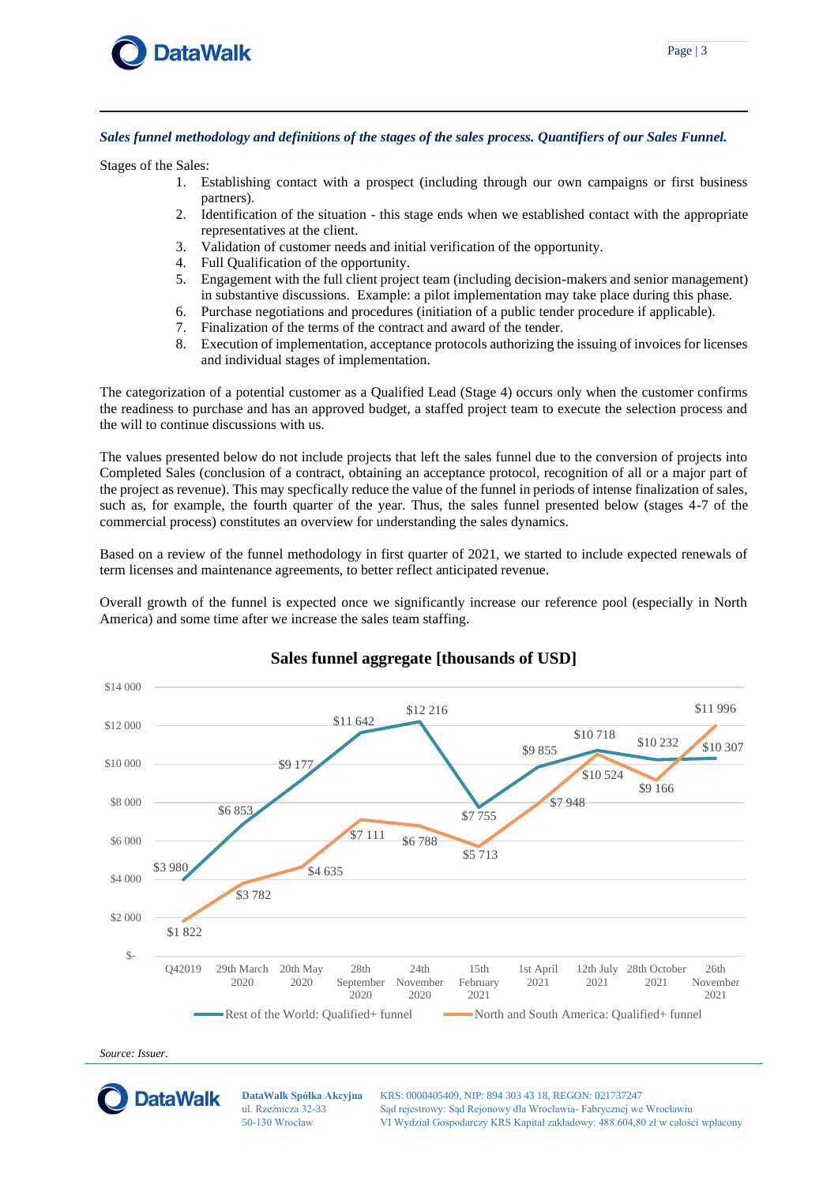***Sales funnel methodology and definitions of the stages of the sales process. Quantifiers of our Sales Funnel.***

Stages of the Sales:

1. Establishing contact with a prospect (including through our own campaigns or first business partners).
2. Identification of the situation - this stage ends when we established contact with the appropriate representatives at the client.
3. Validation of customer needs and initial verification of the opportunity.
4. Full Qualification of the opportunity.
5. Engagement with the full client project team (including decision-makers and senior management) in substantive discussions. Example: a pilot implementation may take place during this phase.
6. Purchase negotiations and procedures (initiation of a public tender procedure if applicable).
7. Finalization of the terms of the contract and award of the tender.
8. Execution of implementation, acceptance protocols authorizing the issuing of invoices for licenses and individual stages of implementation.

The categorization of a potential customer as a Qualified Lead (Stage 4) occurs only when the customer confirms the readiness to purchase and has an approved budget, a staffed project team to execute the selection process and the will to continue discussions with us.

The values presented below do not include projects that left the sales funnel due to the conversion of projects into Completed Sales (conclusion of a contract, obtaining an acceptance protocol, recognition of all or a major part of the project as revenue). This may specfically reduce the value of the funnel in periods of intense finalization of sales, such as, for example, the fourth quarter of the year. Thus, the sales funnel presented below (stages 4-7 of the commercial process) constitutes an overview for understanding the sales dynamics.

Based on a review of the funnel methodology in first quarter of 2021, we started to include expected renewals of term licenses and maintenance agreements, to better reflect anticipated revenue.

Overall growth of the funnel is expected once we significantly increase our reference pool (especially in North America) and some time after we increase the sales team staffing.

**Sales funnel aggregate [thousands of USD]**

$14 000
$12 000
$10 000
$8 000
$6 000
$4 000
$2 000
$-

Q42019, 29th March 2020, 20th May 2020, 28th September 2020, 24th November 2020, 15th February 2021, 1st April 2021, 12th July 2021, 28th October 2021, 26th November 2021

Rest of the World: Qualified+ funnel: $3 980, $6 853, $9 177, $11 642, $12 216, $7 755, $9 855, $10 718, $10 232, $10 307

North and South America: Qualified+ funnel: $1 822, $3 782, $4 635, $7 111, $6 788, $5 713, $7 948, $10 524, $9 166, $11 996

*Source: Issuer.*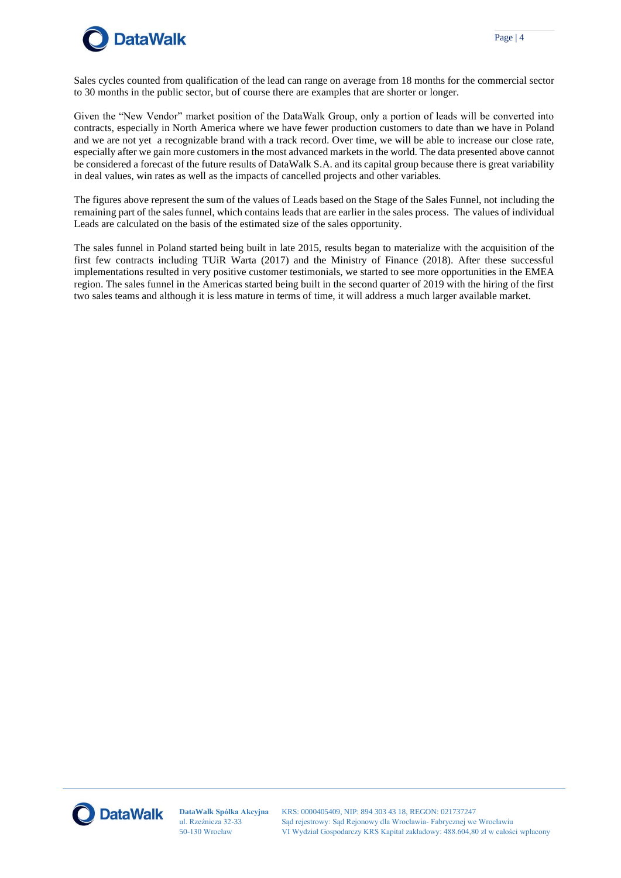Sales cycles counted from qualification of the lead can range on average from 18 months for the commercial sector to 30 months in the public sector, but of course there are examples that are shorter or longer.

Given the "New Vendor" market position of the DataWalk Group, only a portion of leads will be converted into contracts, especially in North America where we have fewer production customers to date than we have in Poland and we are not yet a recognizable brand with a track record. Over time, we will be able to increase our close rate, especially after we gain more customers in the most advanced markets in the world. The data presented above cannot be considered a forecast of the future results of DataWalk S.A. and its capital group because there is great variability in deal values, win rates as well as the impacts of cancelled projects and other variables.

The figures above represent the sum of the values of Leads based on the Stage of the Sales Funnel, not including the remaining part of the sales funnel, which contains leads that are earlier in the sales process. The values of individual Leads are calculated on the basis of the estimated size of the sales opportunity.

The sales funnel in Poland started being built in late 2015, results began to materialize with the acquisition of the first few contracts including TUiR Warta (2017) and the Ministry of Finance (2018). After these successful implementations resulted in very positive customer testimonials, we started to see more opportunities in the EMEA region. The sales funnel in the Americas started being built in the second quarter of 2019 with the hiring of the first two sales teams and although it is less mature in terms of time, it will address a much larger available market.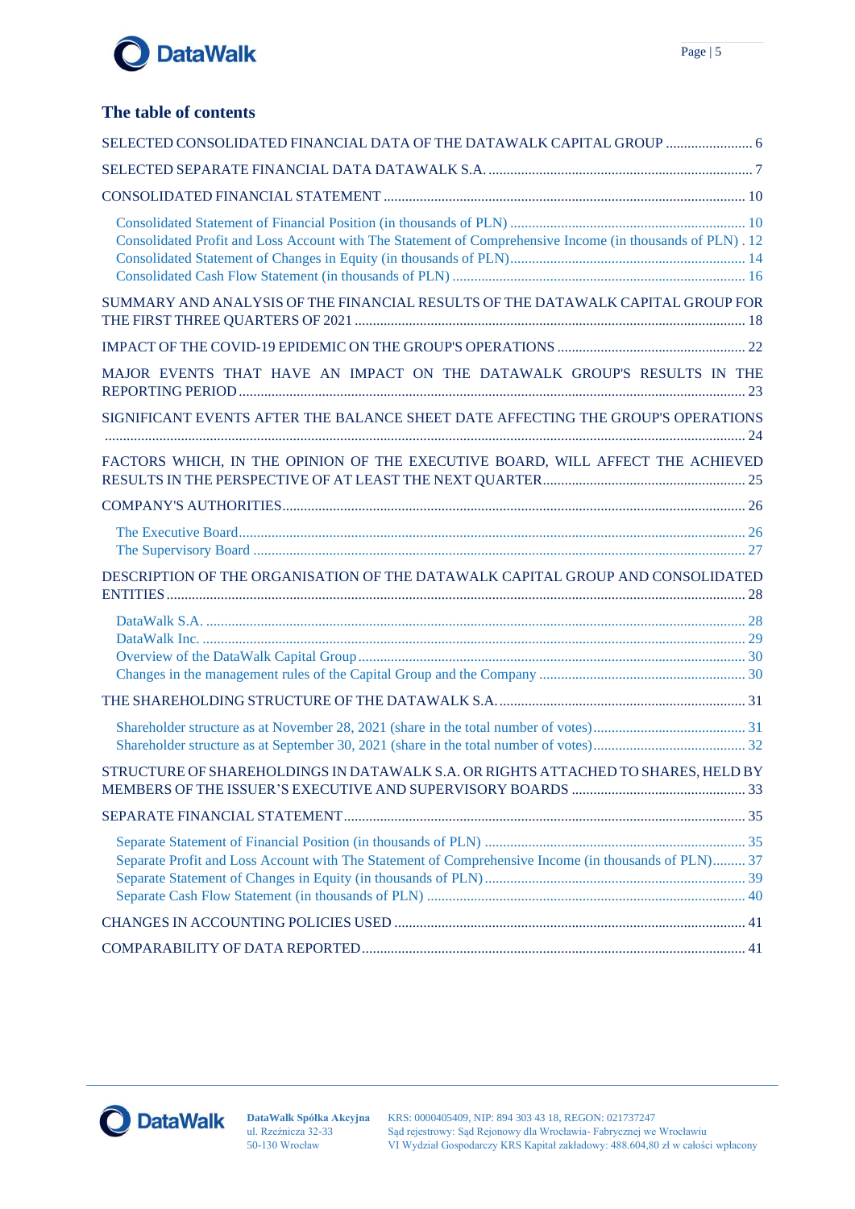## The table of contents

SELECTED CONSOLIDATED FINANCIAL DATA OF THE DATAWALK CAPITAL GROUP ........................ 6

SELECTED SEPARATE FINANCIAL DATA DATAWALK S.A. ........................................................................ 7

CONSOLIDATED FINANCIAL STATEMENT ................................................................................................ 10

- Consolidated Statement of Financial Position (in thousands of PLN) ................................................................ 10
- Consolidated Profit and Loss Account with The Statement of Comprehensive Income (in thousands of PLN) . 12
- Consolidated Statement of Changes in Equity (in thousands of PLN)................................................................ 14
- Consolidated Cash Flow Statement (in thousands of PLN) ................................................................................ 16

SUMMARY AND ANALYSIS OF THE FINANCIAL RESULTS OF THE DATAWALK CAPITAL GROUP FOR THE FIRST THREE QUARTERS OF 2021 ........................................................................................................... 18

IMPACT OF THE COVID-19 EPIDEMIC ON THE GROUP'S OPERATIONS .................................................... 22

MAJOR EVENTS THAT HAVE AN IMPACT ON THE DATAWALK GROUP'S RESULTS IN THE REPORTING PERIOD ........................................................................................................................................................ 23

SIGNIFICANT EVENTS AFTER THE BALANCE SHEET DATE AFFECTING THE GROUP'S OPERATIONS ........................................................................................................................................................................ 24

FACTORS WHICH, IN THE OPINION OF THE EXECUTIVE BOARD, WILL AFFECT THE ACHIEVED RESULTS IN THE PERSPECTIVE OF AT LEAST THE NEXT QUARTER....................................................... 25

COMPANY'S AUTHORITIES.............................................................................................................................. 26

- The Executive Board.......................................................................................................................................... 26
- The Supervisory Board ....................................................................................................................................... 27

DESCRIPTION OF THE ORGANISATION OF THE DATAWALK CAPITAL GROUP AND CONSOLIDATED ENTITIES ............................................................................................................................................................ 28

- DataWalk S.A. .................................................................................................................................................... 28
- DataWalk Inc. ..................................................................................................................................................... 29
- Overview of the DataWalk Capital Group ......................................................................................................... 30
- Changes in the management rules of the Capital Group and the Company ........................................................ 30

THE SHAREHOLDING STRUCTURE OF THE DATAWALK S.A. ................................................................... 31

- Shareholder structure as at November 28, 2021 (share in the total number of votes).......................................... 31
- Shareholder structure as at September 30, 2021 (share in the total number of votes).......................................... 32

STRUCTURE OF SHAREHOLDINGS IN DATAWALK S.A. OR RIGHTS ATTACHED TO SHARES, HELD BY MEMBERS OF THE ISSUER'S EXECUTIVE AND SUPERVISORY BOARDS ................................................ 33

SEPARATE FINANCIAL STATEMENT............................................................................................................. 35

- Separate Statement of Financial Position (in thousands of PLN) ....................................................................... 35
- Separate Profit and Loss Account with The Statement of Comprehensive Income (in thousands of PLN)......... 37
- Separate Statement of Changes in Equity (in thousands of PLN)....................................................................... 39
- Separate Cash Flow Statement (in thousands of PLN) ....................................................................................... 40

CHANGES IN ACCOUNTING POLICIES USED ................................................................................................ 41

COMPARABILITY OF DATA REPORTED........................................................................................................ 41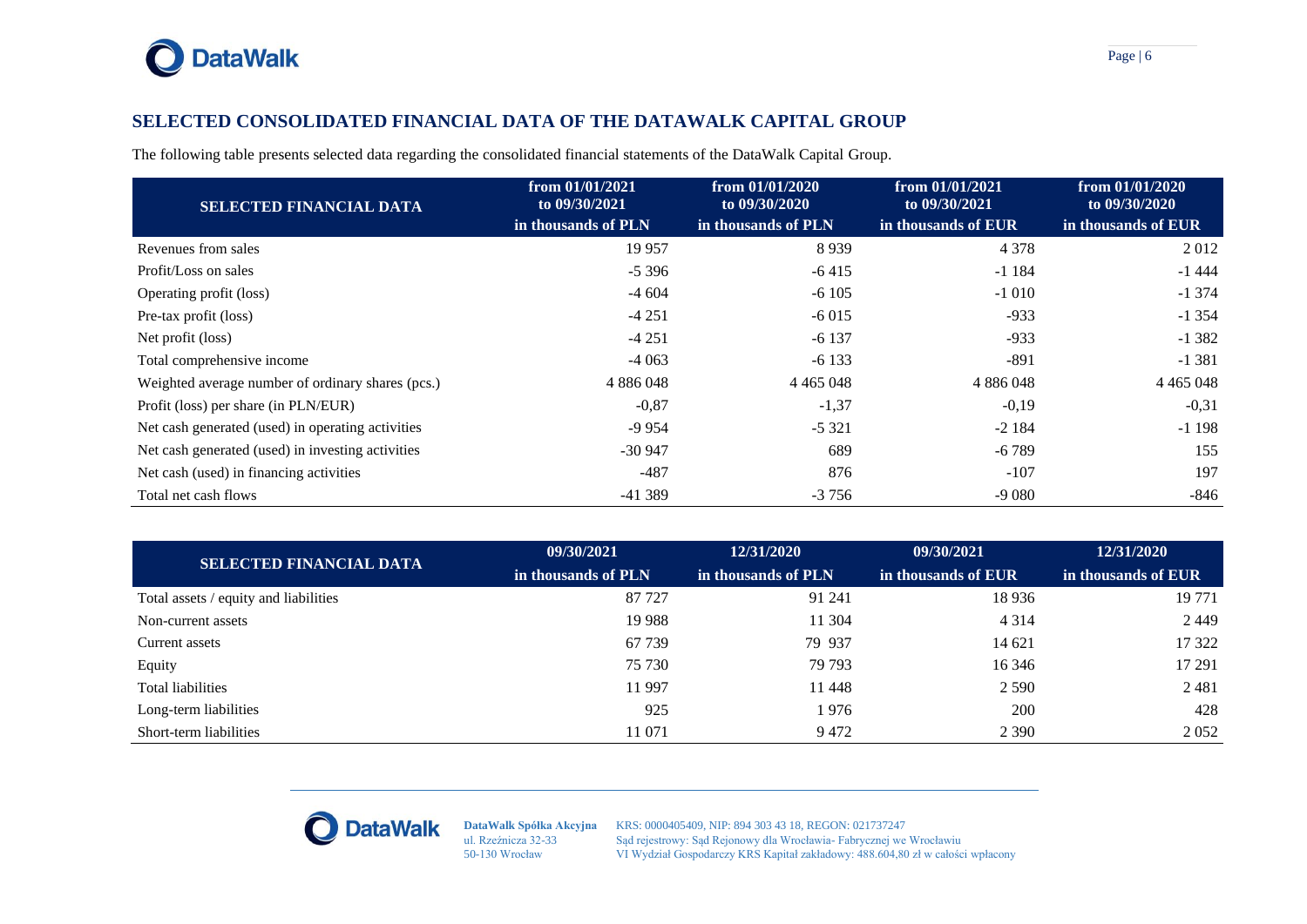## SELECTED CONSOLIDATED FINANCIAL DATA OF THE DATAWALK CAPITAL GROUP

The following table presents selected data regarding the consolidated financial statements of the DataWalk Capital Group.

| SELECTED FINANCIAL DATA | from 01/01/2021 to 09/30/2021 in thousands of PLN | from 01/01/2020 to 09/30/2020 in thousands of PLN | from 01/01/2021 to 09/30/2021 in thousands of EUR | from 01/01/2020 to 09/30/2020 in thousands of EUR |
|---|---|---|---|---|
| Revenues from sales | 19 957 | 8 939 | 4 378 | 2 012 |
| Profit/Loss on sales | -5 396 | -6 415 | -1 184 | -1 444 |
| Operating profit (loss) | -4 604 | -6 105 | -1 010 | -1 374 |
| Pre-tax profit (loss) | -4 251 | -6 015 | -933 | -1 354 |
| Net profit (loss) | -4 251 | -6 137 | -933 | -1 382 |
| Total comprehensive income | -4 063 | -6 133 | -891 | -1 381 |
| Weighted average number of ordinary shares (pcs.) | 4 886 048 | 4 465 048 | 4 886 048 | 4 465 048 |
| Profit (loss) per share (in PLN/EUR) | -0,87 | -1,37 | -0,19 | -0,31 |
| Net cash generated (used) in operating activities | -9 954 | -5 321 | -2 184 | -1 198 |
| Net cash generated (used) in investing activities | -30 947 | 689 | -6 789 | 155 |
| Net cash (used) in financing activities | -487 | 876 | -107 | 197 |
| Total net cash flows | -41 389 | -3 756 | -9 080 | -846 |

| SELECTED FINANCIAL DATA | 09/30/2021 in thousands of PLN | 12/31/2020 in thousands of PLN | 09/30/2021 in thousands of EUR | 12/31/2020 in thousands of EUR |
|---|---|---|---|---|
| Total assets / equity and liabilities | 87 727 | 91 241 | 18 936 | 19 771 |
| Non-current assets | 19 988 | 11 304 | 4 314 | 2 449 |
| Current assets | 67 739 | 79 937 | 14 621 | 17 322 |
| Equity | 75 730 | 79 793 | 16 346 | 17 291 |
| Total liabilities | 11 997 | 11 448 | 2 590 | 2 481 |
| Long-term liabilities | 925 | 1 976 | 200 | 428 |
| Short-term liabilities | 11 071 | 9 472 | 2 390 | 2 052 |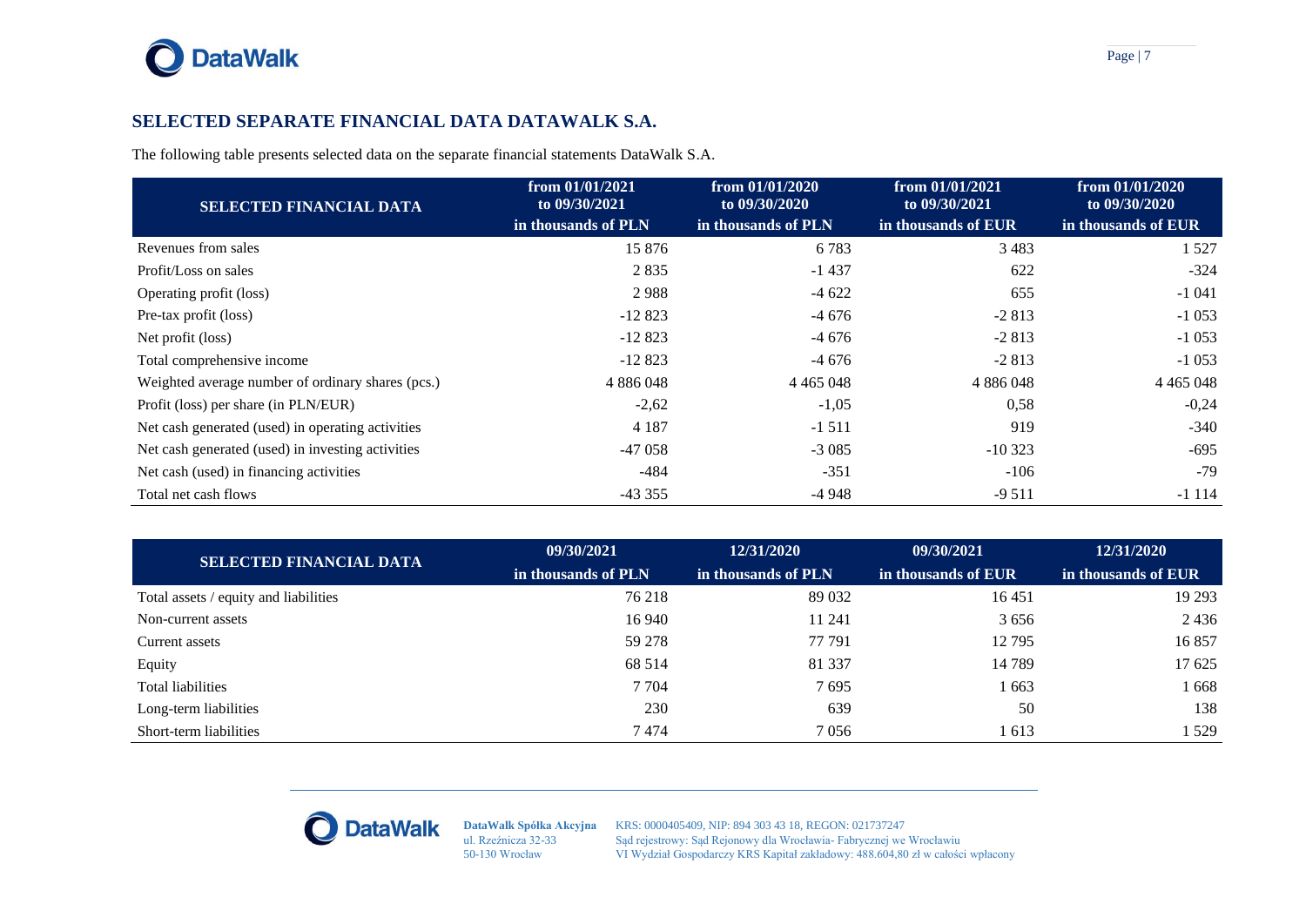## SELECTED SEPARATE FINANCIAL DATA DATAWALK S.A.

The following table presents selected data on the separate financial statements DataWalk S.A.

| SELECTED FINANCIAL DATA | from 01/01/2021 to 09/30/2021 in thousands of PLN | from 01/01/2020 to 09/30/2020 in thousands of PLN | from 01/01/2021 to 09/30/2021 in thousands of EUR | from 01/01/2020 to 09/30/2020 in thousands of EUR |
|---|---|---|---|---|
| Revenues from sales | 15 876 | 6 783 | 3 483 | 1 527 |
| Profit/Loss on sales | 2 835 | -1 437 | 622 | -324 |
| Operating profit (loss) | 2 988 | -4 622 | 655 | -1 041 |
| Pre-tax profit (loss) | -12 823 | -4 676 | -2 813 | -1 053 |
| Net profit (loss) | -12 823 | -4 676 | -2 813 | -1 053 |
| Total comprehensive income | -12 823 | -4 676 | -2 813 | -1 053 |
| Weighted average number of ordinary shares (pcs.) | 4 886 048 | 4 465 048 | 4 886 048 | 4 465 048 |
| Profit (loss) per share (in PLN/EUR) | -2,62 | -1,05 | 0,58 | -0,24 |
| Net cash generated (used) in operating activities | 4 187 | -1 511 | 919 | -340 |
| Net cash generated (used) in investing activities | -47 058 | -3 085 | -10 323 | -695 |
| Net cash (used) in financing activities | -484 | -351 | -106 | -79 |
| Total net cash flows | -43 355 | -4 948 | -9 511 | -1 114 |

| SELECTED FINANCIAL DATA | 09/30/2021 in thousands of PLN | 12/31/2020 in thousands of PLN | 09/30/2021 in thousands of EUR | 12/31/2020 in thousands of EUR |
|---|---|---|---|---|
| Total assets / equity and liabilities | 76 218 | 89 032 | 16 451 | 19 293 |
| Non-current assets | 16 940 | 11 241 | 3 656 | 2 436 |
| Current assets | 59 278 | 77 791 | 12 795 | 16 857 |
| Equity | 68 514 | 81 337 | 14 789 | 17 625 |
| Total liabilities | 7 704 | 7 695 | 1 663 | 1 668 |
| Long-term liabilities | 230 | 639 | 50 | 138 |
| Short-term liabilities | 7 474 | 7 056 | 1 613 | 1 529 |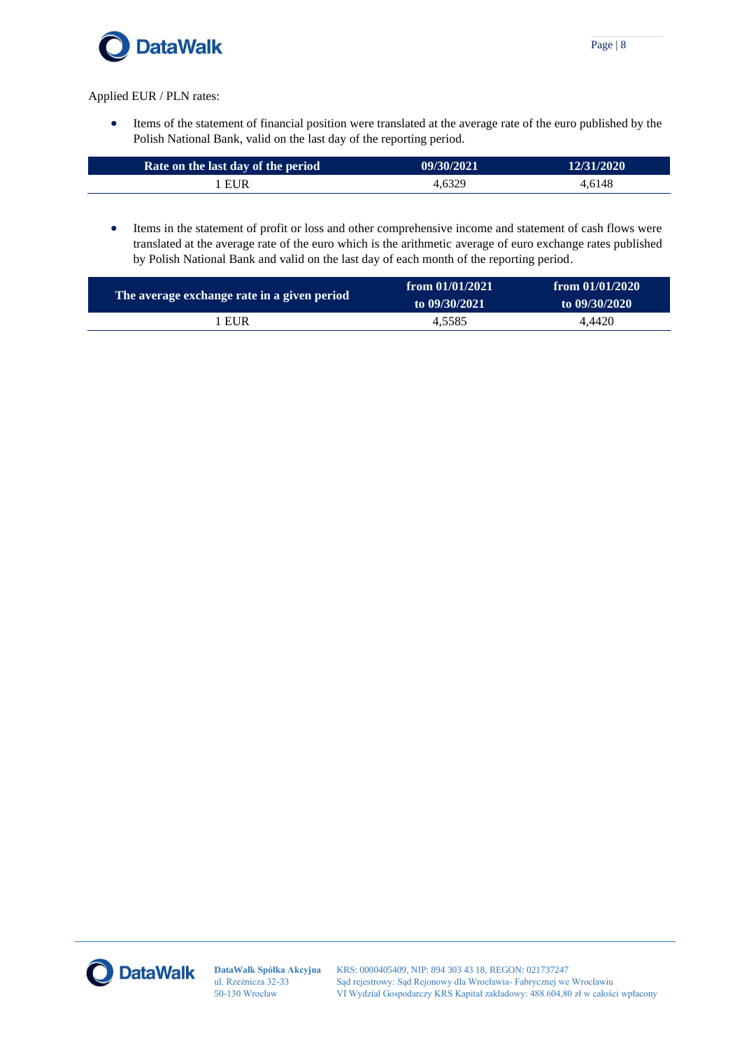Applied EUR / PLN rates:

- Items of the statement of financial position were translated at the average rate of the euro published by the Polish National Bank, valid on the last day of the reporting period.

| Rate on the last day of the period | 09/30/2021 | 12/31/2020 |
|---|---|---|
| 1 EUR | 4,6329 | 4,6148 |

- Items in the statement of profit or loss and other comprehensive income and statement of cash flows were translated at the average rate of the euro which is the arithmetic average of euro exchange rates published by Polish National Bank and valid on the last day of each month of the reporting period.

| The average exchange rate in a given period | from 01/01/2021 to 09/30/2021 | from 01/01/2020 to 09/30/2020 |
|---|---|---|
| 1 EUR | 4,5585 | 4,4420 |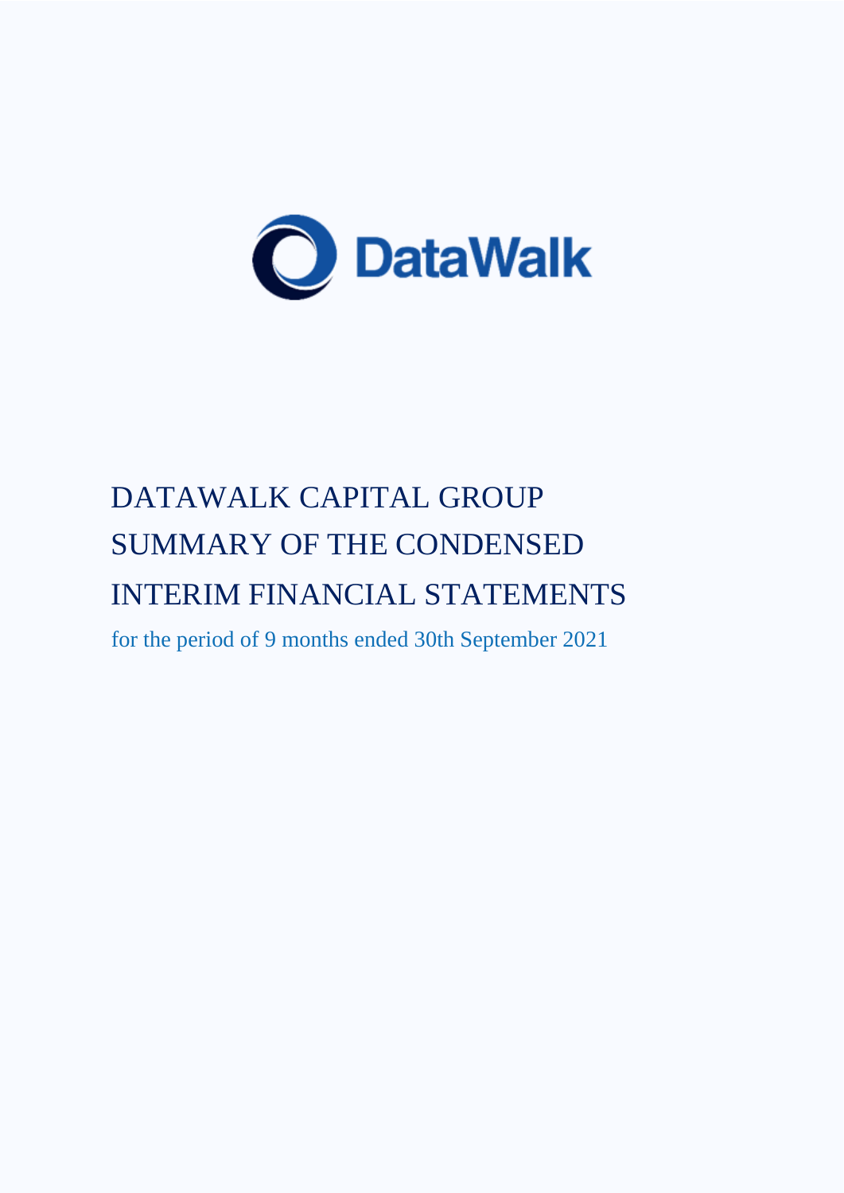DataWalk

# DATAWALK CAPITAL GROUP SUMMARY OF THE CONDENSED INTERIM FINANCIAL STATEMENTS

for the period of 9 months ended 30th September 2021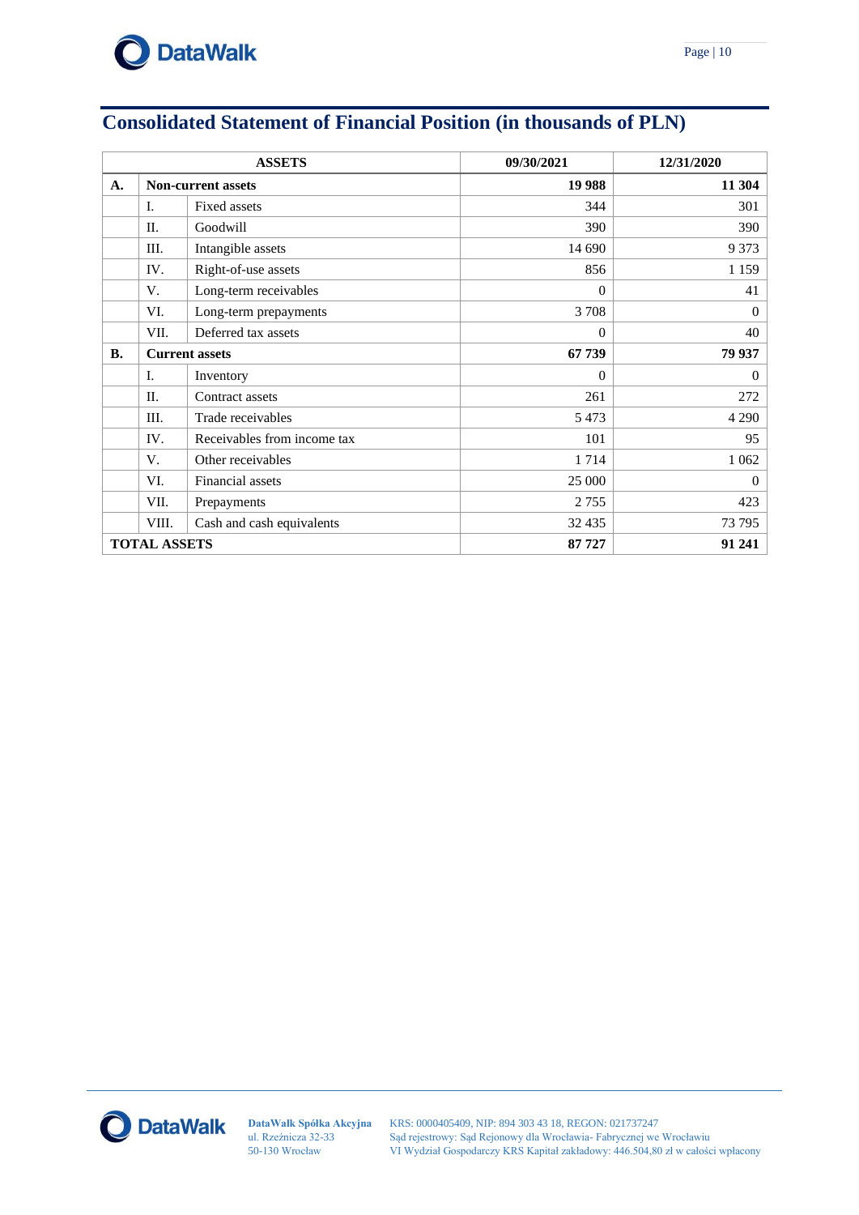# Consolidated Statement of Financial Position (in thousands of PLN)

| ASSETS | | | 09/30/2021 | 12/31/2020 |
|---|---|---|---|---|
| **A.** | **Non-current assets** | | **19 988** | **11 304** |
| | I. | Fixed assets | 344 | 301 |
| | II. | Goodwill | 390 | 390 |
| | III. | Intangible assets | 14 690 | 9 373 |
| | IV. | Right-of-use assets | 856 | 1 159 |
| | V. | Long-term receivables | 0 | 41 |
| | VI. | Long-term prepayments | 3 708 | 0 |
| | VII. | Deferred tax assets | 0 | 40 |
| **B.** | **Current assets** | | **67 739** | **79 937** |
| | I. | Inventory | 0 | 0 |
| | II. | Contract assets | 261 | 272 |
| | III. | Trade receivables | 5 473 | 4 290 |
| | IV. | Receivables from income tax | 101 | 95 |
| | V. | Other receivables | 1 714 | 1 062 |
| | VI. | Financial assets | 25 000 | 0 |
| | VII. | Prepayments | 2 755 | 423 |
| | VIII. | Cash and cash equivalents | 32 435 | 73 795 |
| **TOTAL ASSETS** | | | **87 727** | **91 241** |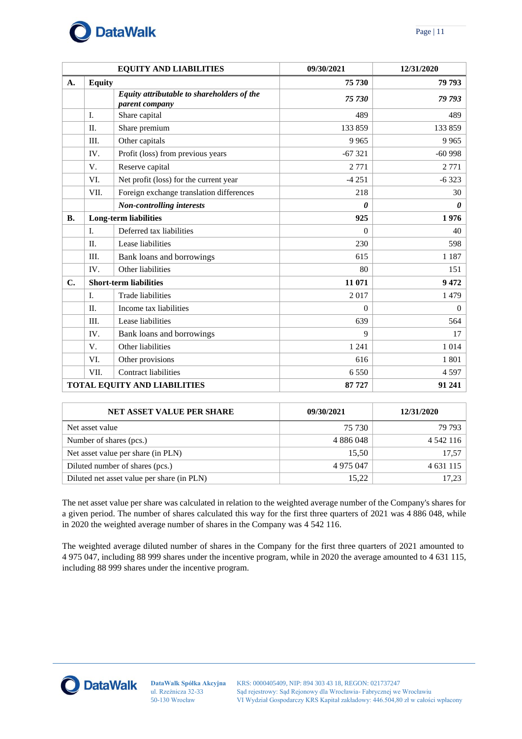| | | EQUITY AND LIABILITIES | 09/30/2021 | 12/31/2020 |
|---|---|---|---|---|
| **A.** | **Equity** | | **75 730** | **79 793** |
| | | ***Equity attributable to shareholders of the parent company*** | ***75 730*** | ***79 793*** |
| | I. | Share capital | 489 | 489 |
| | II. | Share premium | 133 859 | 133 859 |
| | III. | Other capitals | 9 965 | 9 965 |
| | IV. | Profit (loss) from previous years | -67 321 | -60 998 |
| | V. | Reserve capital | 2 771 | 2 771 |
| | VI. | Net profit (loss) for the current year | -4 251 | -6 323 |
| | VII. | Foreign exchange translation differences | 218 | 30 |
| | | ***Non-controlling interests*** | ***0*** | ***0*** |
| **B.** | **Long-term liabilities** | | **925** | **1 976** |
| | I. | Deferred tax liabilities | 0 | 40 |
| | II. | Lease liabilities | 230 | 598 |
| | III. | Bank loans and borrowings | 615 | 1 187 |
| | IV. | Other liabilities | 80 | 151 |
| **C.** | **Short-term liabilities** | | **11 071** | **9 472** |
| | I. | Trade liabilities | 2 017 | 1 479 |
| | II. | Income tax liabilities | 0 | 0 |
| | III. | Lease liabilities | 639 | 564 |
| | IV. | Bank loans and borrowings | 9 | 17 |
| | V. | Other liabilities | 1 241 | 1 014 |
| | VI. | Other provisions | 616 | 1 801 |
| | VII. | Contract liabilities | 6 550 | 4 597 |
| **TOTAL EQUITY AND LIABILITIES** | | | **87 727** | **91 241** |

| NET ASSET VALUE PER SHARE | 09/30/2021 | 12/31/2020 |
|---|---|---|
| Net asset value | 75 730 | 79 793 |
| Number of shares (pcs.) | 4 886 048 | 4 542 116 |
| Net asset value per share (in PLN) | 15,50 | 17,57 |
| Diluted number of shares (pcs.) | 4 975 047 | 4 631 115 |
| Diluted net asset value per share (in PLN) | 15,22 | 17,23 |

The net asset value per share was calculated in relation to the weighted average number of the Company's shares for a given period. The number of shares calculated this way for the first three quarters of 2021 was 4 886 048, while in 2020 the weighted average number of shares in the Company was 4 542 116.

The weighted average diluted number of shares in the Company for the first three quarters of 2021 amounted to 4 975 047, including 88 999 shares under the incentive program, while in 2020 the average amounted to 4 631 115, including 88 999 shares under the incentive program.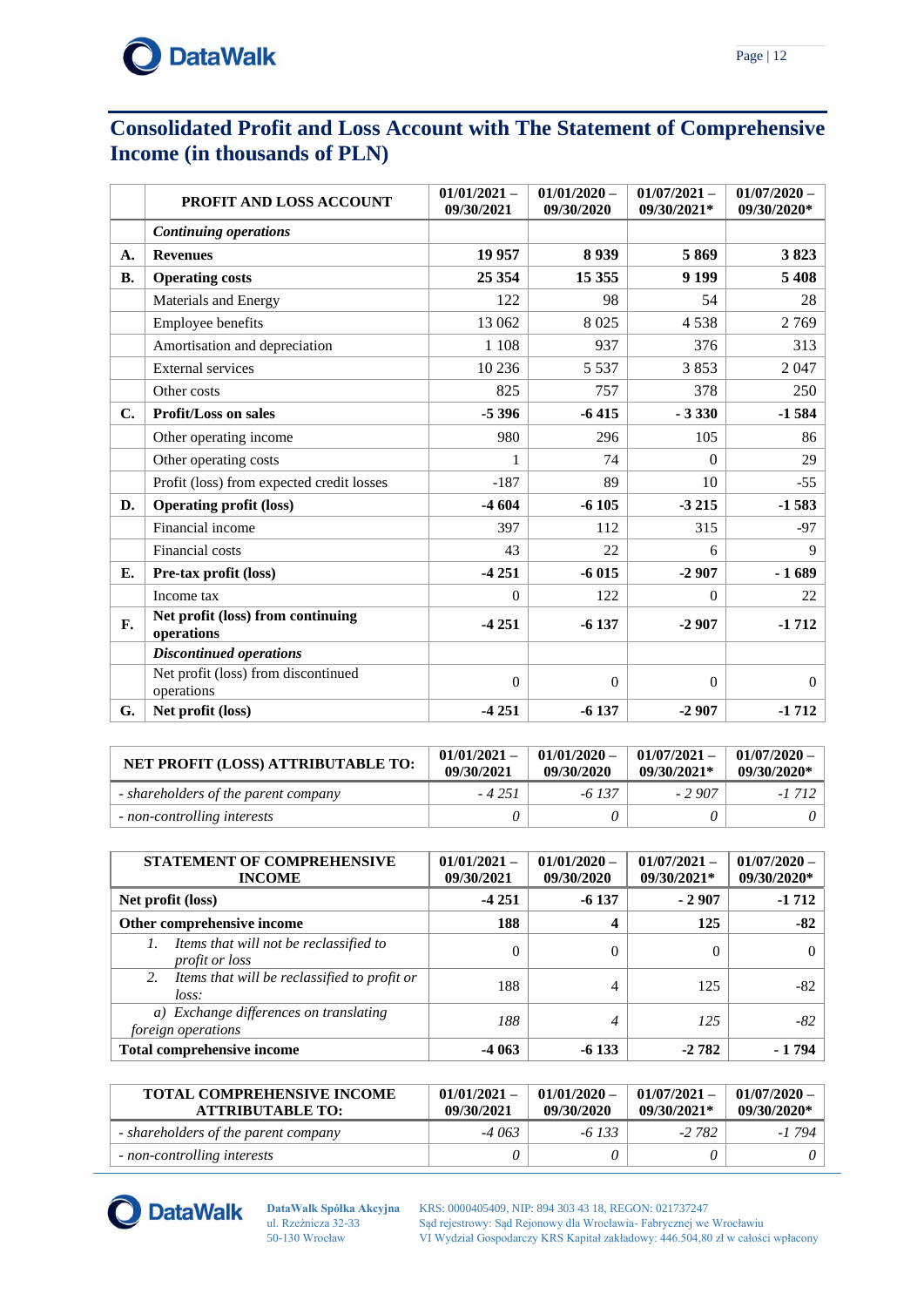## Consolidated Profit and Loss Account with The Statement of Comprehensive Income (in thousands of PLN)

| | PROFIT AND LOSS ACCOUNT | 01/01/2021 – 09/30/2021 | 01/01/2020 – 09/30/2020 | 01/07/2021 – 09/30/2021* | 01/07/2020 – 09/30/2020* |
|---|---|---|---|---|---|
| | *Continuing operations* | | | | |
| **A.** | **Revenues** | **19 957** | **8 939** | **5 869** | **3 823** |
| **B.** | **Operating costs** | **25 354** | **15 355** | **9 199** | **5 408** |
| | Materials and Energy | 122 | 98 | 54 | 28 |
| | Employee benefits | 13 062 | 8 025 | 4 538 | 2 769 |
| | Amortisation and depreciation | 1 108 | 937 | 376 | 313 |
| | External services | 10 236 | 5 537 | 3 853 | 2 047 |
| | Other costs | 825 | 757 | 378 | 250 |
| **C.** | **Profit/Loss on sales** | **-5 396** | **-6 415** | **- 3 330** | **-1 584** |
| | Other operating income | 980 | 296 | 105 | 86 |
| | Other operating costs | 1 | 74 | 0 | 29 |
| | Profit (loss) from expected credit losses | -187 | 89 | 10 | -55 |
| **D.** | **Operating profit (loss)** | **-4 604** | **-6 105** | **-3 215** | **-1 583** |
| | Financial income | 397 | 112 | 315 | -97 |
| | Financial costs | 43 | 22 | 6 | 9 |
| **E.** | **Pre-tax profit (loss)** | **-4 251** | **-6 015** | **-2 907** | **- 1 689** |
| | Income tax | 0 | 122 | 0 | 22 |
| **F.** | **Net profit (loss) from continuing operations** | **-4 251** | **-6 137** | **-2 907** | **-1 712** |
| | *Discontinued operations* | | | | |
| | Net profit (loss) from discontinued operations | 0 | 0 | 0 | 0 |
| **G.** | **Net profit (loss)** | **-4 251** | **-6 137** | **-2 907** | **-1 712** |

| NET PROFIT (LOSS) ATTRIBUTABLE TO: | 01/01/2021 – 09/30/2021 | 01/01/2020 – 09/30/2020 | 01/07/2021 – 09/30/2021* | 01/07/2020 – 09/30/2020* |
|---|---|---|---|---|
| *- shareholders of the parent company* | *- 4 251* | *-6 137* | *- 2 907* | *-1 712* |
| *- non-controlling interests* | *0* | *0* | *0* | *0* |

| STATEMENT OF COMPREHENSIVE INCOME | 01/01/2021 – 09/30/2021 | 01/01/2020 – 09/30/2020 | 01/07/2021 – 09/30/2021* | 01/07/2020 – 09/30/2020* |
|---|---|---|---|---|
| **Net profit (loss)** | **-4 251** | **-6 137** | **- 2 907** | **-1 712** |
| **Other comprehensive income** | **188** | **4** | **125** | **-82** |
| 1. *Items that will not be reclassified to profit or loss* | 0 | 0 | 0 | 0 |
| 2. *Items that will be reclassified to profit or loss:* | 188 | 4 | 125 | -82 |
| *a) Exchange differences on translating foreign operations* | *188* | *4* | *125* | *-82* |
| **Total comprehensive income** | **-4 063** | **-6 133** | **-2 782** | **- 1 794** |

| TOTAL COMPREHENSIVE INCOME ATTRIBUTABLE TO: | 01/01/2021 – 09/30/2021 | 01/01/2020 – 09/30/2020 | 01/07/2021 – 09/30/2021* | 01/07/2020 – 09/30/2020* |
|---|---|---|---|---|
| *- shareholders of the parent company* | *-4 063* | *-6 133* | *-2 782* | *-1 794* |
| *- non-controlling interests* | *0* | *0* | *0* | *0* |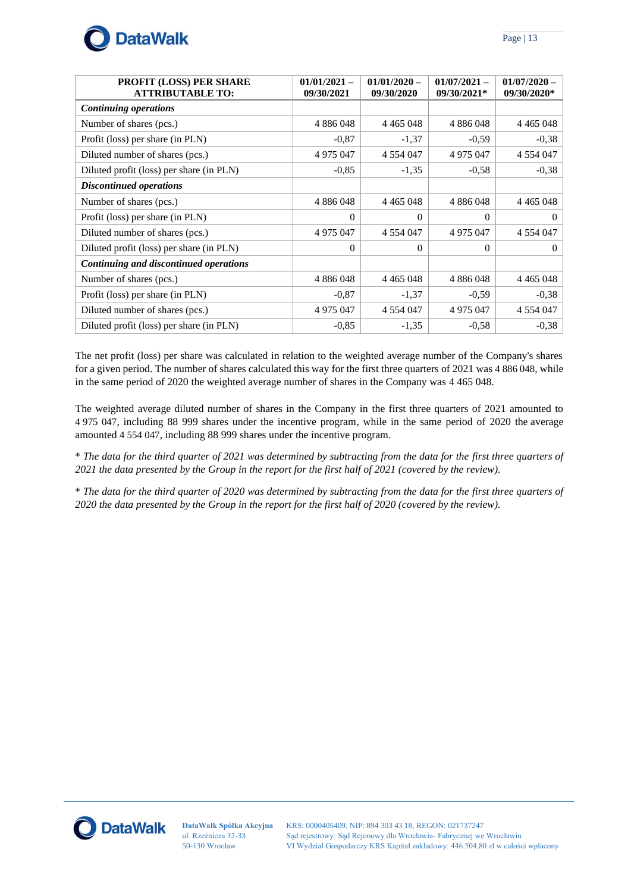| PROFIT (LOSS) PER SHARE ATTRIBUTABLE TO: | 01/01/2021 – 09/30/2021 | 01/01/2020 – 09/30/2020 | 01/07/2021 – 09/30/2021* | 01/07/2020 – 09/30/2020* |
|---|---|---|---|---|
| ***Continuing operations*** | | | | |
| Number of shares (pcs.) | 4 886 048 | 4 465 048 | 4 886 048 | 4 465 048 |
| Profit (loss) per share (in PLN) | -0,87 | -1,37 | -0,59 | -0,38 |
| Diluted number of shares (pcs.) | 4 975 047 | 4 554 047 | 4 975 047 | 4 554 047 |
| Diluted profit (loss) per share (in PLN) | -0,85 | -1,35 | -0,58 | -0,38 |
| ***Discontinued operations*** | | | | |
| Number of shares (pcs.) | 4 886 048 | 4 465 048 | 4 886 048 | 4 465 048 |
| Profit (loss) per share (in PLN) | 0 | 0 | 0 | 0 |
| Diluted number of shares (pcs.) | 4 975 047 | 4 554 047 | 4 975 047 | 4 554 047 |
| Diluted profit (loss) per share (in PLN) | 0 | 0 | 0 | 0 |
| ***Continuing and discontinued operations*** | | | | |
| Number of shares (pcs.) | 4 886 048 | 4 465 048 | 4 886 048 | 4 465 048 |
| Profit (loss) per share (in PLN) | -0,87 | -1,37 | -0,59 | -0,38 |
| Diluted number of shares (pcs.) | 4 975 047 | 4 554 047 | 4 975 047 | 4 554 047 |
| Diluted profit (loss) per share (in PLN) | -0,85 | -1,35 | -0,58 | -0,38 |

The net profit (loss) per share was calculated in relation to the weighted average number of the Company's shares for a given period. The number of shares calculated this way for the first three quarters of 2021 was 4 886 048, while in the same period of 2020 the weighted average number of shares in the Company was 4 465 048.

The weighted average diluted number of shares in the Company in the first three quarters of 2021 amounted to 4 975 047, including 88 999 shares under the incentive program, while in the same period of 2020 the average amounted 4 554 047, including 88 999 shares under the incentive program.

*\* The data for the third quarter of 2021 was determined by subtracting from the data for the first three quarters of 2021 the data presented by the Group in the report for the first half of 2021 (covered by the review).*

*\* The data for the third quarter of 2020 was determined by subtracting from the data for the first three quarters of 2020 the data presented by the Group in the report for the first half of 2020 (covered by the review).*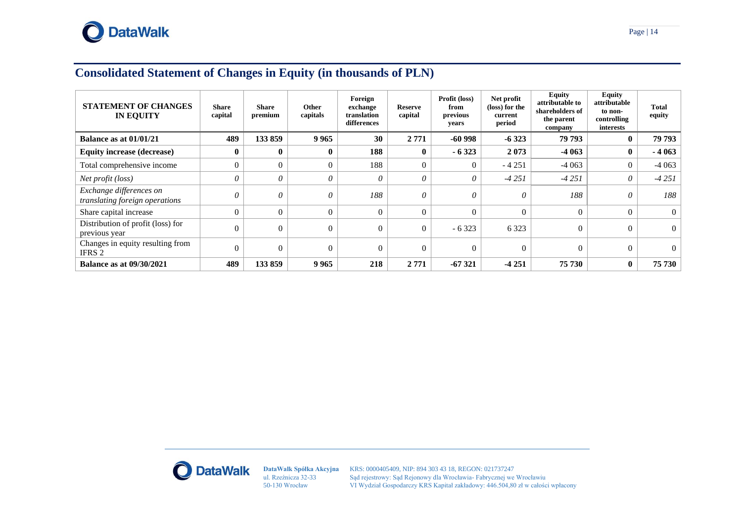## Consolidated Statement of Changes in Equity (in thousands of PLN)

| STATEMENT OF CHANGES IN EQUITY | Share capital | Share premium | Other capitals | Foreign exchange translation differences | Reserve capital | Profit (loss) from previous years | Net profit (loss) for the current period | Equity attributable to shareholders of the parent company | Equity attributable to non-controlling interests | Total equity |
|---|---|---|---|---|---|---|---|---|---|---|
| **Balance as at 01/01/21** | **489** | **133 859** | **9 965** | **30** | **2 771** | **-60 998** | **-6 323** | **79 793** | **0** | **79 793** |
| **Equity increase (decrease)** | **0** | **0** | **0** | **188** | **0** | **- 6 323** | **2 073** | **-4 063** | **0** | **- 4 063** |
| Total comprehensive income | 0 | 0 | 0 | 188 | 0 | 0 | - 4 251 | -4 063 | 0 | -4 063 |
| *Net profit (loss)* | *0* | *0* | *0* | *0* | *0* | *0* | *-4 251* | *-4 251* | *0* | *-4 251* |
| *Exchange differences on translating foreign operations* | *0* | *0* | *0* | *188* | *0* | *0* | *0* | *188* | *0* | *188* |
| Share capital increase | 0 | 0 | 0 | 0 | 0 | 0 | 0 | 0 | 0 | 0 |
| Distribution of profit (loss) for previous year | 0 | 0 | 0 | 0 | 0 | - 6 323 | 6 323 | 0 | 0 | 0 |
| Changes in equity resulting from IFRS 2 | 0 | 0 | 0 | 0 | 0 | 0 | 0 | 0 | 0 | 0 |
| **Balance as at 09/30/2021** | **489** | **133 859** | **9 965** | **218** | **2 771** | **-67 321** | **-4 251** | **75 730** | **0** | **75 730** |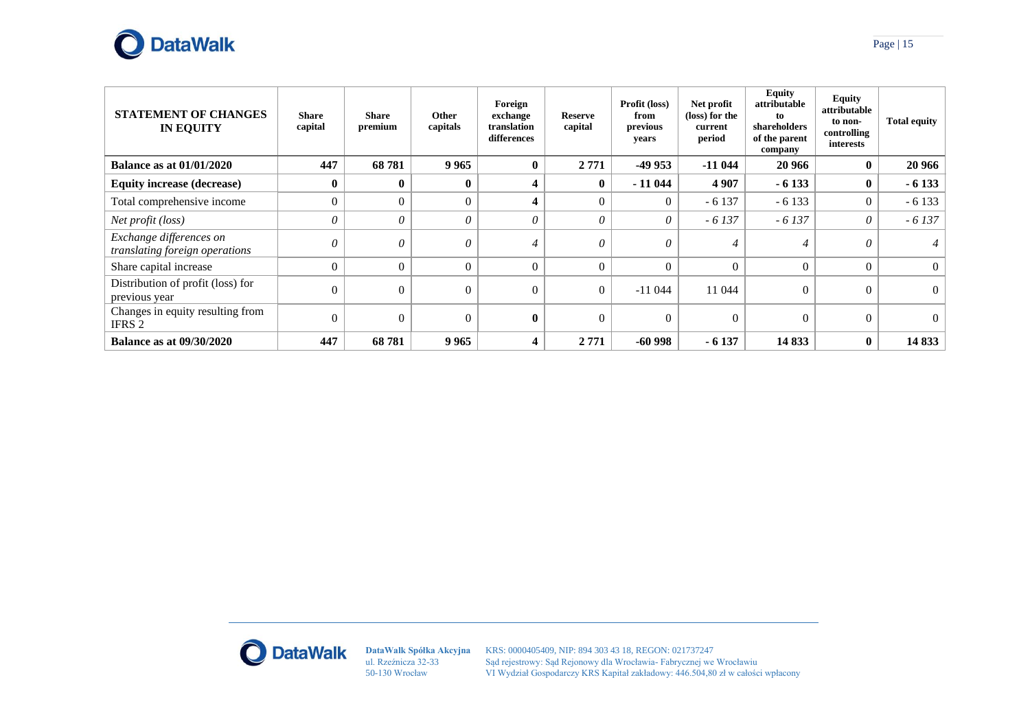| STATEMENT OF CHANGES IN EQUITY | Share capital | Share premium | Other capitals | Foreign exchange translation differences | Reserve capital | Profit (loss) from previous years | Net profit (loss) for the current period | Equity attributable to shareholders of the parent company | Equity attributable to non-controlling interests | Total equity |
|---|---|---|---|---|---|---|---|---|---|---|
| **Balance as at 01/01/2020** | **447** | **68 781** | **9 965** | **0** | **2 771** | **-49 953** | **-11 044** | **20 966** | **0** | **20 966** |
| **Equity increase (decrease)** | **0** | **0** | **0** | **4** | **0** | **- 11 044** | **4 907** | **- 6 133** | **0** | **- 6 133** |
| Total comprehensive income | 0 | 0 | 0 | **4** | 0 | 0 | - 6 137 | - 6 133 | 0 | - 6 133 |
| *Net profit (loss)* | *0* | *0* | *0* | *0* | *0* | *0* | *- 6 137* | *- 6 137* | *0* | *- 6 137* |
| *Exchange differences on translating foreign operations* | *0* | *0* | *0* | *4* | *0* | *0* | *4* | *4* | *0* | *4* |
| Share capital increase | 0 | 0 | 0 | 0 | 0 | 0 | 0 | 0 | 0 | 0 |
| Distribution of profit (loss) for previous year | 0 | 0 | 0 | 0 | 0 | -11 044 | 11 044 | 0 | 0 | 0 |
| Changes in equity resulting from IFRS 2 | 0 | 0 | 0 | **0** | 0 | 0 | 0 | 0 | 0 | 0 |
| **Balance as at 09/30/2020** | **447** | **68 781** | **9 965** | **4** | **2 771** | **-60 998** | **- 6 137** | **14 833** | **0** | **14 833** |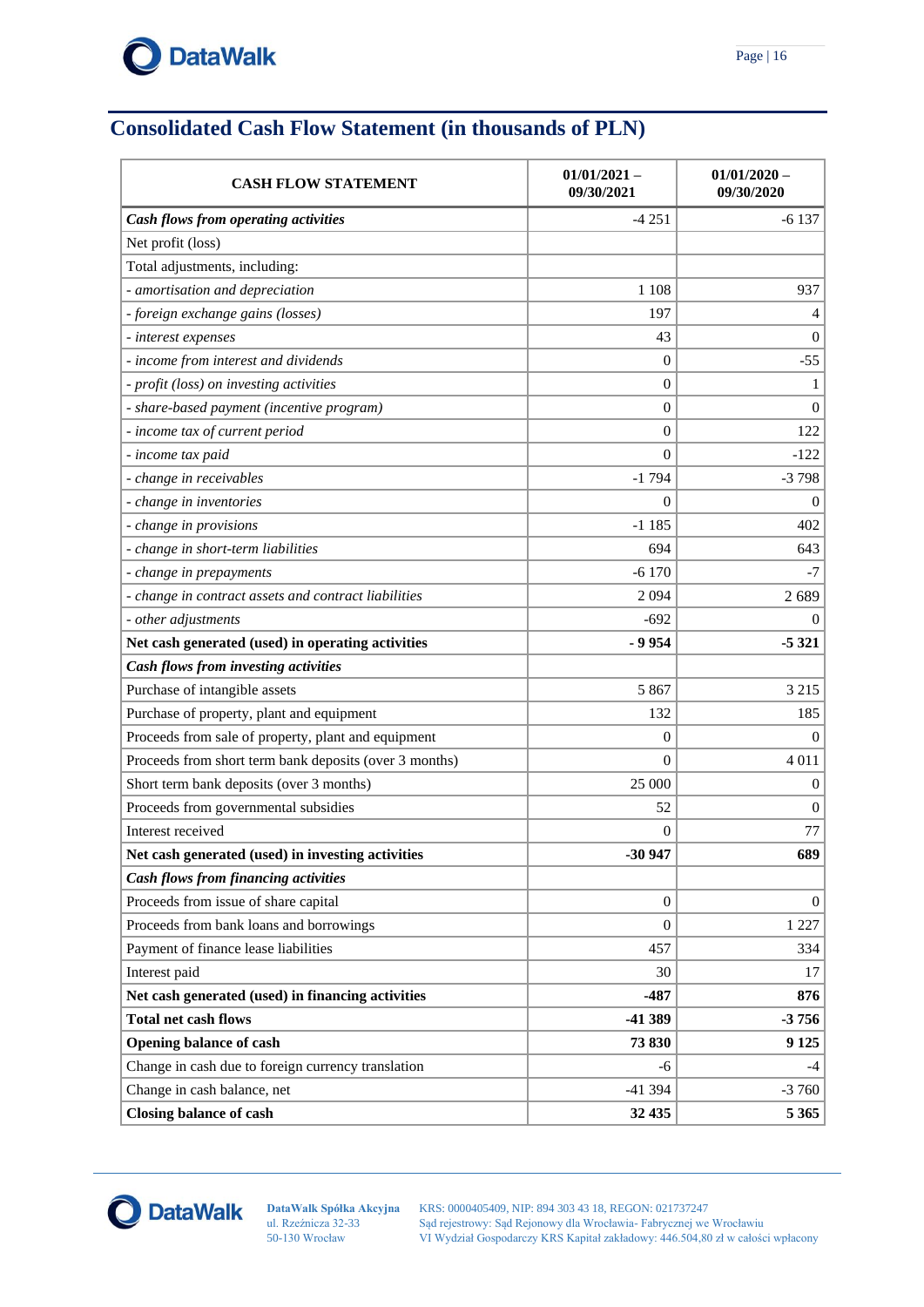## Consolidated Cash Flow Statement (in thousands of PLN)

| CASH FLOW STATEMENT | 01/01/2021 – 09/30/2021 | 01/01/2020 – 09/30/2020 |
|---|---|---|
| ***Cash flows from operating activities*** | -4 251 | -6 137 |
| Net profit (loss) | | |
| Total adjustments, including: | | |
| *- amortisation and depreciation* | 1 108 | 937 |
| *- foreign exchange gains (losses)* | 197 | 4 |
| *- interest expenses* | 43 | 0 |
| *- income from interest and dividends* | 0 | -55 |
| *- profit (loss) on investing activities* | 0 | 1 |
| *- share-based payment (incentive program)* | 0 | 0 |
| *- income tax of current period* | 0 | 122 |
| *- income tax paid* | 0 | -122 |
| *- change in receivables* | -1 794 | -3 798 |
| *- change in inventories* | 0 | 0 |
| *- change in provisions* | -1 185 | 402 |
| *- change in short-term liabilities* | 694 | 643 |
| *- change in prepayments* | -6 170 | -7 |
| *- change in contract assets and contract liabilities* | 2 094 | 2 689 |
| *- other adjustments* | -692 | 0 |
| **Net cash generated (used) in operating activities** | **- 9 954** | **-5 321** |
| ***Cash flows from investing activities*** | | |
| Purchase of intangible assets | 5 867 | 3 215 |
| Purchase of property, plant and equipment | 132 | 185 |
| Proceeds from sale of property, plant and equipment | 0 | 0 |
| Proceeds from short term bank deposits (over 3 months) | 0 | 4 011 |
| Short term bank deposits (over 3 months) | 25 000 | 0 |
| Proceeds from governmental subsidies | 52 | 0 |
| Interest received | 0 | 77 |
| **Net cash generated (used) in investing activities** | **-30 947** | **689** |
| ***Cash flows from financing activities*** | | |
| Proceeds from issue of share capital | 0 | 0 |
| Proceeds from bank loans and borrowings | 0 | 1 227 |
| Payment of finance lease liabilities | 457 | 334 |
| Interest paid | 30 | 17 |
| **Net cash generated (used) in financing activities** | **-487** | **876** |
| **Total net cash flows** | **-41 389** | **-3 756** |
| **Opening balance of cash** | **73 830** | **9 125** |
| Change in cash due to foreign currency translation | -6 | -4 |
| Change in cash balance, net | -41 394 | -3 760 |
| **Closing balance of cash** | **32 435** | **5 365** |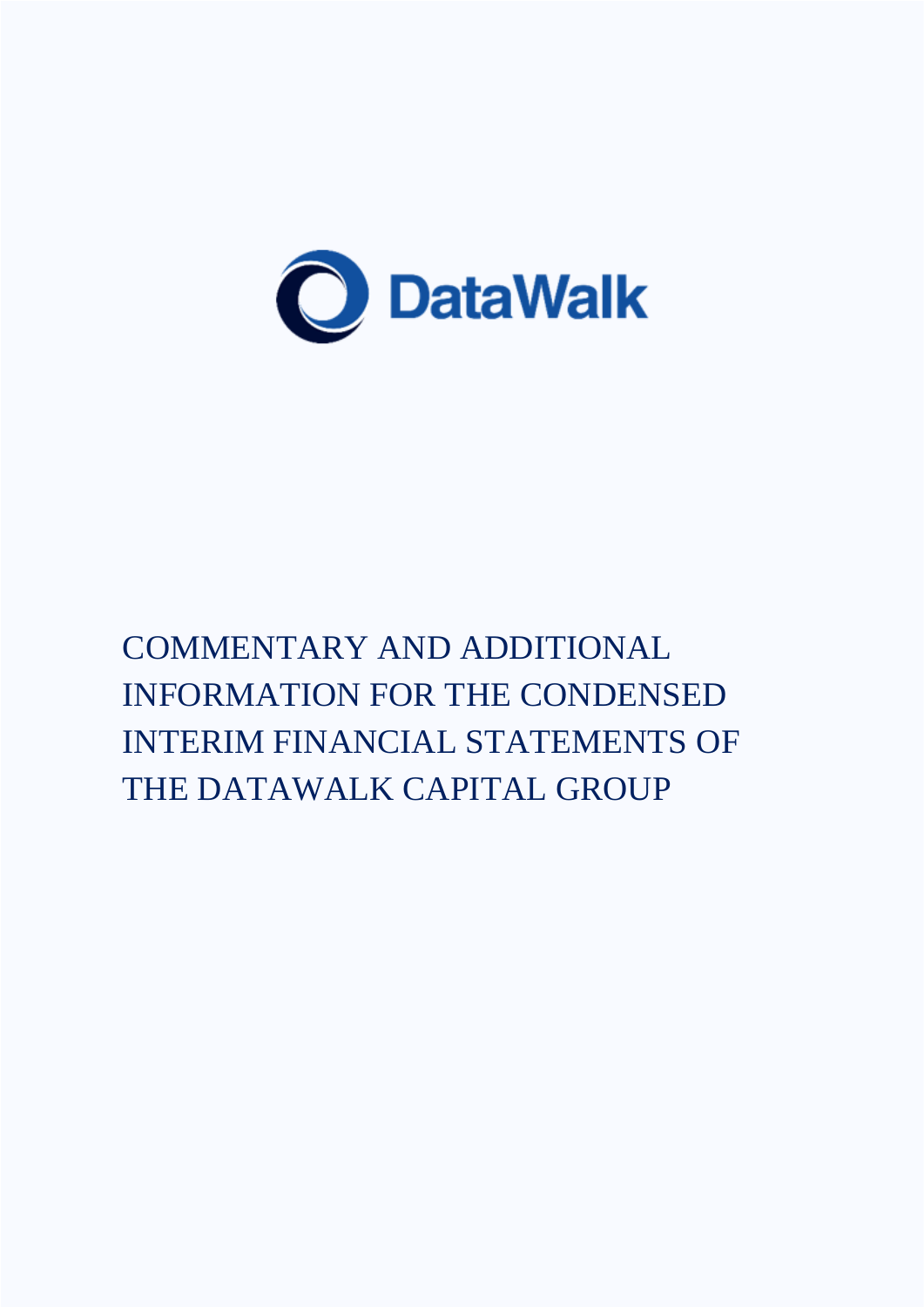DataWalk

# COMMENTARY AND ADDITIONAL INFORMATION FOR THE CONDENSED INTERIM FINANCIAL STATEMENTS OF THE DATAWALK CAPITAL GROUP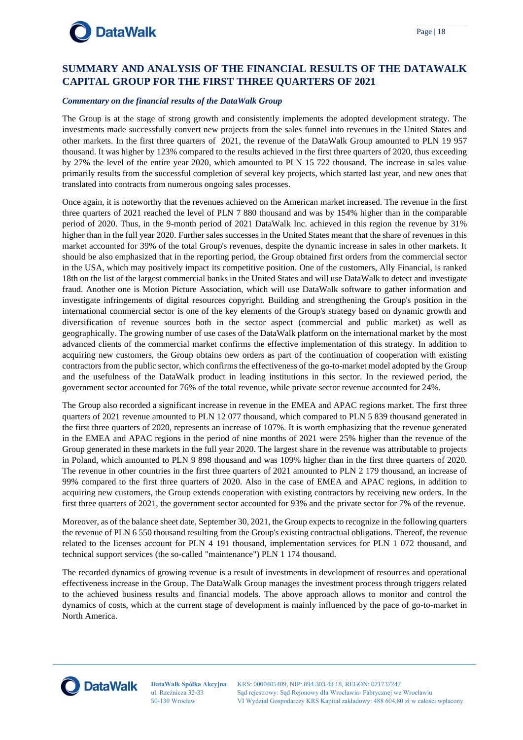## SUMMARY AND ANALYSIS OF THE FINANCIAL RESULTS OF THE DATAWALK CAPITAL GROUP FOR THE FIRST THREE QUARTERS OF 2021

***Commentary on the financial results of the DataWalk Group***

The Group is at the stage of strong growth and consistently implements the adopted development strategy. The investments made successfully convert new projects from the sales funnel into revenues in the United States and other markets. In the first three quarters of 2021, the revenue of the DataWalk Group amounted to PLN 19 957 thousand. It was higher by 123% compared to the results achieved in the first three quarters of 2020, thus exceeding by 27% the level of the entire year 2020, which amounted to PLN 15 722 thousand. The increase in sales value primarily results from the successful completion of several key projects, which started last year, and new ones that translated into contracts from numerous ongoing sales processes.

Once again, it is noteworthy that the revenues achieved on the American market increased. The revenue in the first three quarters of 2021 reached the level of PLN 7 880 thousand and was by 154% higher than in the comparable period of 2020. Thus, in the 9-month period of 2021 DataWalk Inc. achieved in this region the revenue by 31% higher than in the full year 2020. Further sales successes in the United States meant that the share of revenues in this market accounted for 39% of the total Group's revenues, despite the dynamic increase in sales in other markets. It should be also emphasized that in the reporting period, the Group obtained first orders from the commercial sector in the USA, which may positively impact its competitive position. One of the customers, Ally Financial, is ranked 18th on the list of the largest commercial banks in the United States and will use DataWalk to detect and investigate fraud. Another one is Motion Picture Association, which will use DataWalk software to gather information and investigate infringements of digital resources copyright. Building and strengthening the Group's position in the international commercial sector is one of the key elements of the Group's strategy based on dynamic growth and diversification of revenue sources both in the sector aspect (commercial and public market) as well as geographically. The growing number of use cases of the DataWalk platform on the international market by the most advanced clients of the commercial market confirms the effective implementation of this strategy. In addition to acquiring new customers, the Group obtains new orders as part of the continuation of cooperation with existing contractors from the public sector, which confirms the effectiveness of the go-to-market model adopted by the Group and the usefulness of the DataWalk product in leading institutions in this sector. In the reviewed period, the government sector accounted for 76% of the total revenue, while private sector revenue accounted for 24%.

The Group also recorded a significant increase in revenue in the EMEA and APAC regions market. The first three quarters of 2021 revenue amounted to PLN 12 077 thousand, which compared to PLN 5 839 thousand generated in the first three quarters of 2020, represents an increase of 107%. It is worth emphasizing that the revenue generated in the EMEA and APAC regions in the period of nine months of 2021 were 25% higher than the revenue of the Group generated in these markets in the full year 2020. The largest share in the revenue was attributable to projects in Poland, which amounted to PLN 9 898 thousand and was 109% higher than in the first three quarters of 2020. The revenue in other countries in the first three quarters of 2021 amounted to PLN 2 179 thousand, an increase of 99% compared to the first three quarters of 2020. Also in the case of EMEA and APAC regions, in addition to acquiring new customers, the Group extends cooperation with existing contractors by receiving new orders. In the first three quarters of 2021, the government sector accounted for 93% and the private sector for 7% of the revenue.

Moreover, as of the balance sheet date, September 30, 2021, the Group expects to recognize in the following quarters the revenue of PLN 6 550 thousand resulting from the Group's existing contractual obligations. Thereof, the revenue related to the licenses account for PLN 4 191 thousand, implementation services for PLN 1 072 thousand, and technical support services (the so-called "maintenance") PLN 1 174 thousand.

The recorded dynamics of growing revenue is a result of investments in development of resources and operational effectiveness increase in the Group. The DataWalk Group manages the investment process through triggers related to the achieved business results and financial models. The above approach allows to monitor and control the dynamics of costs, which at the current stage of development is mainly influenced by the pace of go-to-market in North America.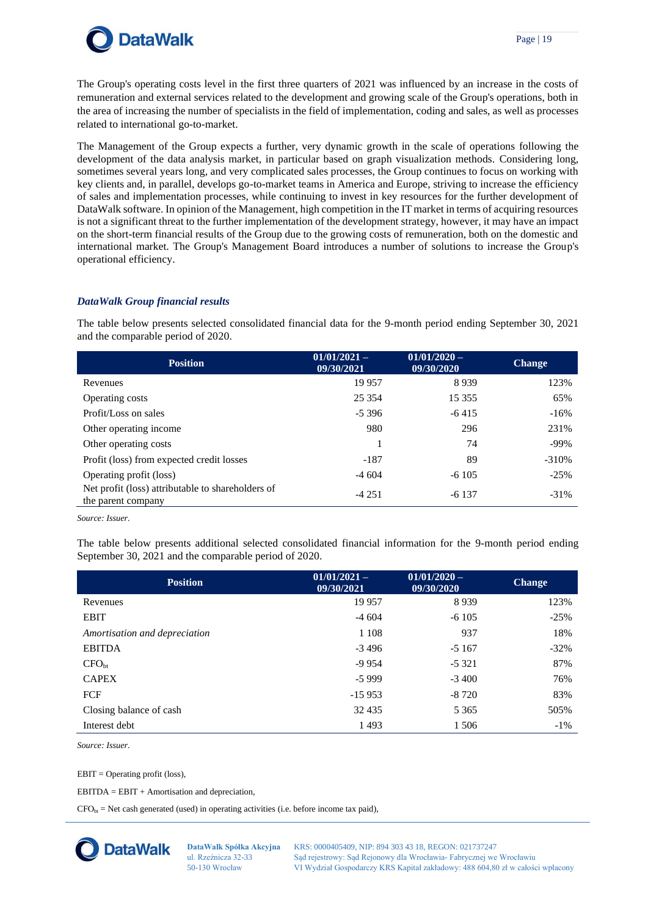The Group's operating costs level in the first three quarters of 2021 was influenced by an increase in the costs of remuneration and external services related to the development and growing scale of the Group's operations, both in the area of increasing the number of specialists in the field of implementation, coding and sales, as well as processes related to international go-to-market.

The Management of the Group expects a further, very dynamic growth in the scale of operations following the development of the data analysis market, in particular based on graph visualization methods. Considering long, sometimes several years long, and very complicated sales processes, the Group continues to focus on working with key clients and, in parallel, develops go-to-market teams in America and Europe, striving to increase the efficiency of sales and implementation processes, while continuing to invest in key resources for the further development of DataWalk software. In opinion of the Management, high competition in the IT market in terms of acquiring resources is not a significant threat to the further implementation of the development strategy, however, it may have an impact on the short-term financial results of the Group due to the growing costs of remuneration, both on the domestic and international market. The Group's Management Board introduces a number of solutions to increase the Group's operational efficiency.

### *DataWalk Group financial results*

The table below presents selected consolidated financial data for the 9-month period ending September 30, 2021 and the comparable period of 2020.

| Position | 01/01/2021 – 09/30/2021 | 01/01/2020 – 09/30/2020 | Change |
|---|---|---|---|
| Revenues | 19 957 | 8 939 | 123% |
| Operating costs | 25 354 | 15 355 | 65% |
| Profit/Loss on sales | -5 396 | -6 415 | -16% |
| Other operating income | 980 | 296 | 231% |
| Other operating costs | 1 | 74 | -99% |
| Profit (loss) from expected credit losses | -187 | 89 | -310% |
| Operating profit (loss) | -4 604 | -6 105 | -25% |
| Net profit (loss) attributable to shareholders of the parent company | -4 251 | -6 137 | -31% |

*Source: Issuer.*

The table below presents additional selected consolidated financial information for the 9-month period ending September 30, 2021 and the comparable period of 2020.

| Position | 01/01/2021 – 09/30/2021 | 01/01/2020 – 09/30/2020 | Change |
|---|---|---|---|
| Revenues | 19 957 | 8 939 | 123% |
| EBIT | -4 604 | -6 105 | -25% |
| *Amortisation and depreciation* | 1 108 | 937 | 18% |
| EBITDA | -3 496 | -5 167 | -32% |
| $CFO_{bt}$ | -9 954 | -5 321 | 87% |
| CAPEX | -5 999 | -3 400 | 76% |
| FCF | -15 953 | -8 720 | 83% |
| Closing balance of cash | 32 435 | 5 365 | 505% |
| Interest debt | 1 493 | 1 506 | -1% |

*Source: Issuer.*

EBIT = Operating profit (loss),

EBITDA = EBIT + Amortisation and depreciation,

$CFO_{bt}$ = Net cash generated (used) in operating activities (i.e. before income tax paid),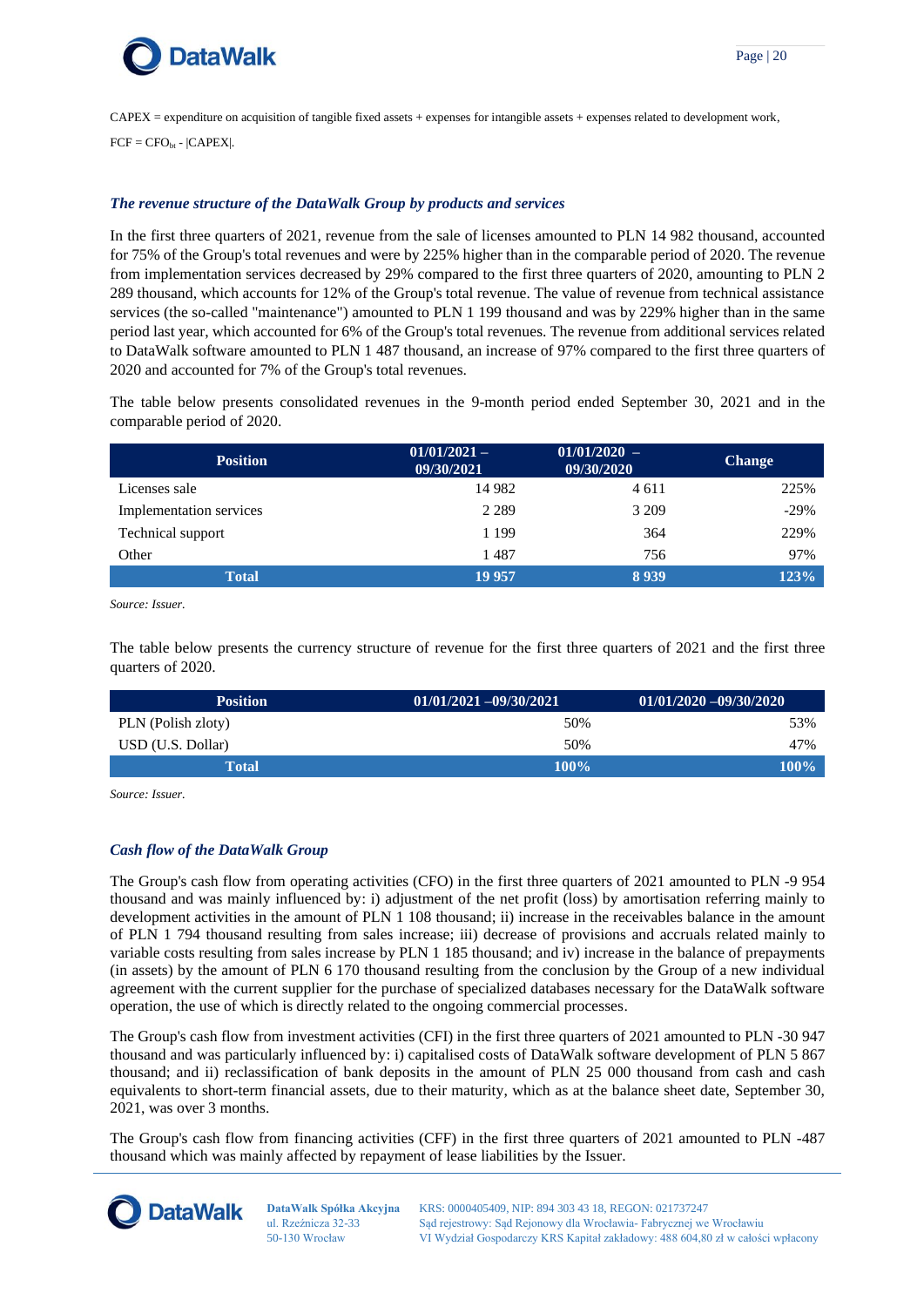CAPEX = expenditure on acquisition of tangible fixed assets + expenses for intangible assets + expenses related to development work,

FCF = $CFO_{bt}$ - |CAPEX|.

### *The revenue structure of the DataWalk Group by products and services*

In the first three quarters of 2021, revenue from the sale of licenses amounted to PLN 14 982 thousand, accounted for 75% of the Group's total revenues and were by 225% higher than in the comparable period of 2020. The revenue from implementation services decreased by 29% compared to the first three quarters of 2020, amounting to PLN 2 289 thousand, which accounts for 12% of the Group's total revenue. The value of revenue from technical assistance services (the so-called "maintenance") amounted to PLN 1 199 thousand and was by 229% higher than in the same period last year, which accounted for 6% of the Group's total revenues. The revenue from additional services related to DataWalk software amounted to PLN 1 487 thousand, an increase of 97% compared to the first three quarters of 2020 and accounted for 7% of the Group's total revenues.

The table below presents consolidated revenues in the 9-month period ended September 30, 2021 and in the comparable period of 2020.

| Position | 01/01/2021 – 09/30/2021 | 01/01/2020 – 09/30/2020 | Change |
|---|---|---|---|
| Licenses sale | 14 982 | 4 611 | 225% |
| Implementation services | 2 289 | 3 209 | -29% |
| Technical support | 1 199 | 364 | 229% |
| Other | 1 487 | 756 | 97% |
| **Total** | **19 957** | **8 939** | **123%** |

*Source: Issuer.*

The table below presents the currency structure of revenue for the first three quarters of 2021 and the first three quarters of 2020.

| Position | 01/01/2021 –09/30/2021 | 01/01/2020 –09/30/2020 |
|---|---|---|
| PLN (Polish zloty) | 50% | 53% |
| USD (U.S. Dollar) | 50% | 47% |
| **Total** | **100%** | **100%** |

*Source: Issuer.*

### *Cash flow of the DataWalk Group*

The Group's cash flow from operating activities (CFO) in the first three quarters of 2021 amounted to PLN -9 954 thousand and was mainly influenced by: i) adjustment of the net profit (loss) by amortisation referring mainly to development activities in the amount of PLN 1 108 thousand; ii) increase in the receivables balance in the amount of PLN 1 794 thousand resulting from sales increase; iii) decrease of provisions and accruals related mainly to variable costs resulting from sales increase by PLN 1 185 thousand; and iv) increase in the balance of prepayments (in assets) by the amount of PLN 6 170 thousand resulting from the conclusion by the Group of a new individual agreement with the current supplier for the purchase of specialized databases necessary for the DataWalk software operation, the use of which is directly related to the ongoing commercial processes.

The Group's cash flow from investment activities (CFI) in the first three quarters of 2021 amounted to PLN -30 947 thousand and was particularly influenced by: i) capitalised costs of DataWalk software development of PLN 5 867 thousand; and ii) reclassification of bank deposits in the amount of PLN 25 000 thousand from cash and cash equivalents to short-term financial assets, due to their maturity, which as at the balance sheet date, September 30, 2021, was over 3 months.

The Group's cash flow from financing activities (CFF) in the first three quarters of 2021 amounted to PLN -487 thousand which was mainly affected by repayment of lease liabilities by the Issuer.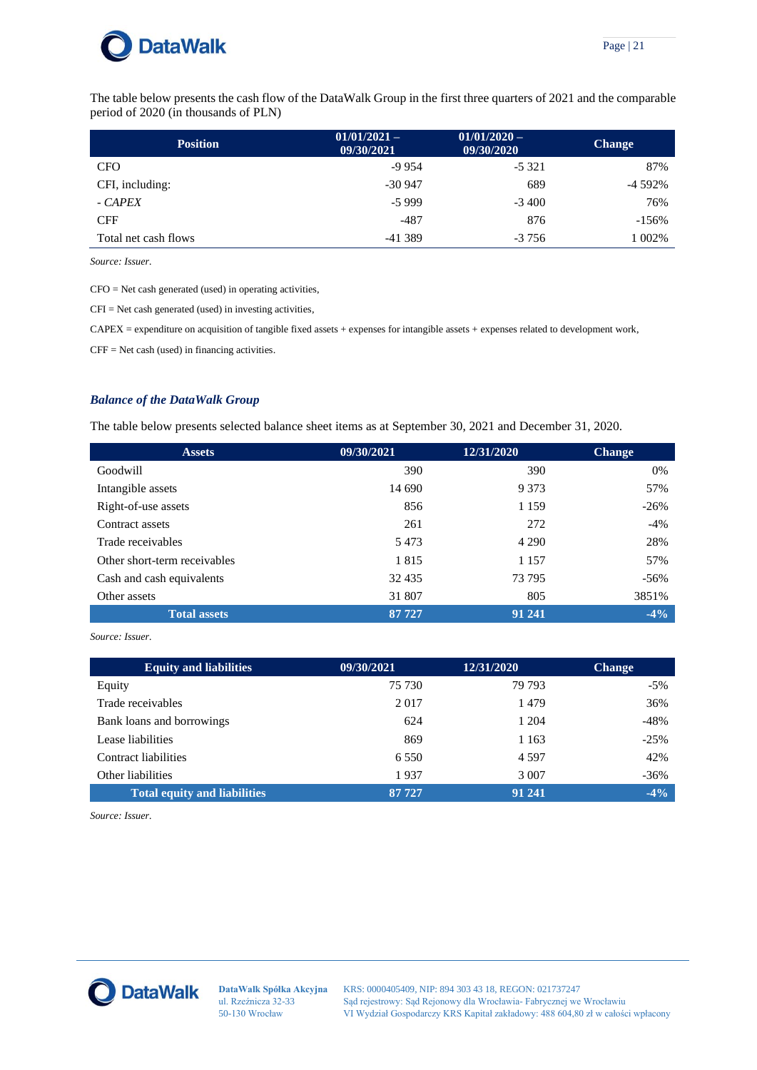The table below presents the cash flow of the DataWalk Group in the first three quarters of 2021 and the comparable period of 2020 (in thousands of PLN)

| Position | 01/01/2021 – 09/30/2021 | 01/01/2020 – 09/30/2020 | Change |
|---|---|---|---|
| CFO | -9 954 | -5 321 | 87% |
| CFI, including: | -30 947 | 689 | -4 592% |
| *- CAPEX* | -5 999 | -3 400 | 76% |
| CFF | -487 | 876 | -156% |
| Total net cash flows | -41 389 | -3 756 | 1 002% |

*Source: Issuer.*

CFO = Net cash generated (used) in operating activities,

CFI = Net cash generated (used) in investing activities,

CAPEX = expenditure on acquisition of tangible fixed assets + expenses for intangible assets + expenses related to development work,

CFF = Net cash (used) in financing activities.

### *Balance of the DataWalk Group*

The table below presents selected balance sheet items as at September 30, 2021 and December 31, 2020.

| Assets | 09/30/2021 | 12/31/2020 | Change |
|---|---|---|---|
| Goodwill | 390 | 390 | 0% |
| Intangible assets | 14 690 | 9 373 | 57% |
| Right-of-use assets | 856 | 1 159 | -26% |
| Contract assets | 261 | 272 | -4% |
| Trade receivables | 5 473 | 4 290 | 28% |
| Other short-term receivables | 1 815 | 1 157 | 57% |
| Cash and cash equivalents | 32 435 | 73 795 | -56% |
| Other assets | 31 807 | 805 | 3851% |
| **Total assets** | **87 727** | **91 241** | **-4%** |

*Source: Issuer.*

| Equity and liabilities | 09/30/2021 | 12/31/2020 | Change |
|---|---|---|---|
| Equity | 75 730 | 79 793 | -5% |
| Trade receivables | 2 017 | 1 479 | 36% |
| Bank loans and borrowings | 624 | 1 204 | -48% |
| Lease liabilities | 869 | 1 163 | -25% |
| Contract liabilities | 6 550 | 4 597 | 42% |
| Other liabilities | 1 937 | 3 007 | -36% |
| **Total equity and liabilities** | **87 727** | **91 241** | **-4%** |

*Source: Issuer.*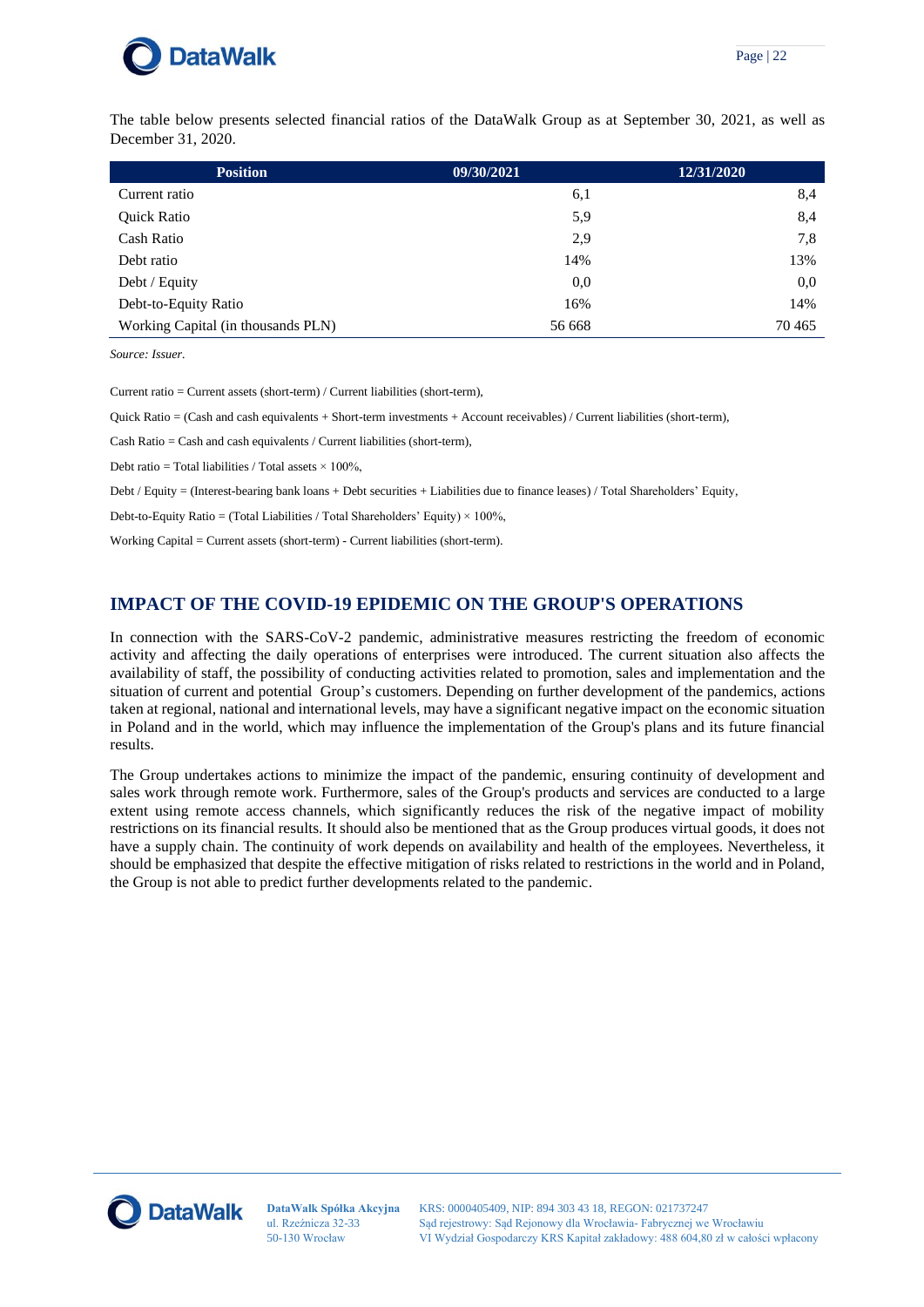The table below presents selected financial ratios of the DataWalk Group as at September 30, 2021, as well as December 31, 2020.

| Position | 09/30/2021 | 12/31/2020 |
|---|---|---|
| Current ratio | 6,1 | 8,4 |
| Quick Ratio | 5,9 | 8,4 |
| Cash Ratio | 2,9 | 7,8 |
| Debt ratio | 14% | 13% |
| Debt / Equity | 0,0 | 0,0 |
| Debt-to-Equity Ratio | 16% | 14% |
| Working Capital (in thousands PLN) | 56 668 | 70 465 |

*Source: Issuer.*

Current ratio = Current assets (short-term) / Current liabilities (short-term),

Quick Ratio = (Cash and cash equivalents + Short-term investments + Account receivables) / Current liabilities (short-term),

Cash Ratio = Cash and cash equivalents / Current liabilities (short-term),

Debt ratio = Total liabilities / Total assets × 100%,

Debt / Equity = (Interest-bearing bank loans + Debt securities + Liabilities due to finance leases) / Total Shareholders' Equity,

Debt-to-Equity Ratio = (Total Liabilities / Total Shareholders' Equity) × 100%,

Working Capital = Current assets (short-term) - Current liabilities (short-term).

## IMPACT OF THE COVID-19 EPIDEMIC ON THE GROUP'S OPERATIONS

In connection with the SARS-CoV-2 pandemic, administrative measures restricting the freedom of economic activity and affecting the daily operations of enterprises were introduced. The current situation also affects the availability of staff, the possibility of conducting activities related to promotion, sales and implementation and the situation of current and potential Group's customers. Depending on further development of the pandemics, actions taken at regional, national and international levels, may have a significant negative impact on the economic situation in Poland and in the world, which may influence the implementation of the Group's plans and its future financial results.

The Group undertakes actions to minimize the impact of the pandemic, ensuring continuity of development and sales work through remote work. Furthermore, sales of the Group's products and services are conducted to a large extent using remote access channels, which significantly reduces the risk of the negative impact of mobility restrictions on its financial results. It should also be mentioned that as the Group produces virtual goods, it does not have a supply chain. The continuity of work depends on availability and health of the employees. Nevertheless, it should be emphasized that despite the effective mitigation of risks related to restrictions in the world and in Poland, the Group is not able to predict further developments related to the pandemic.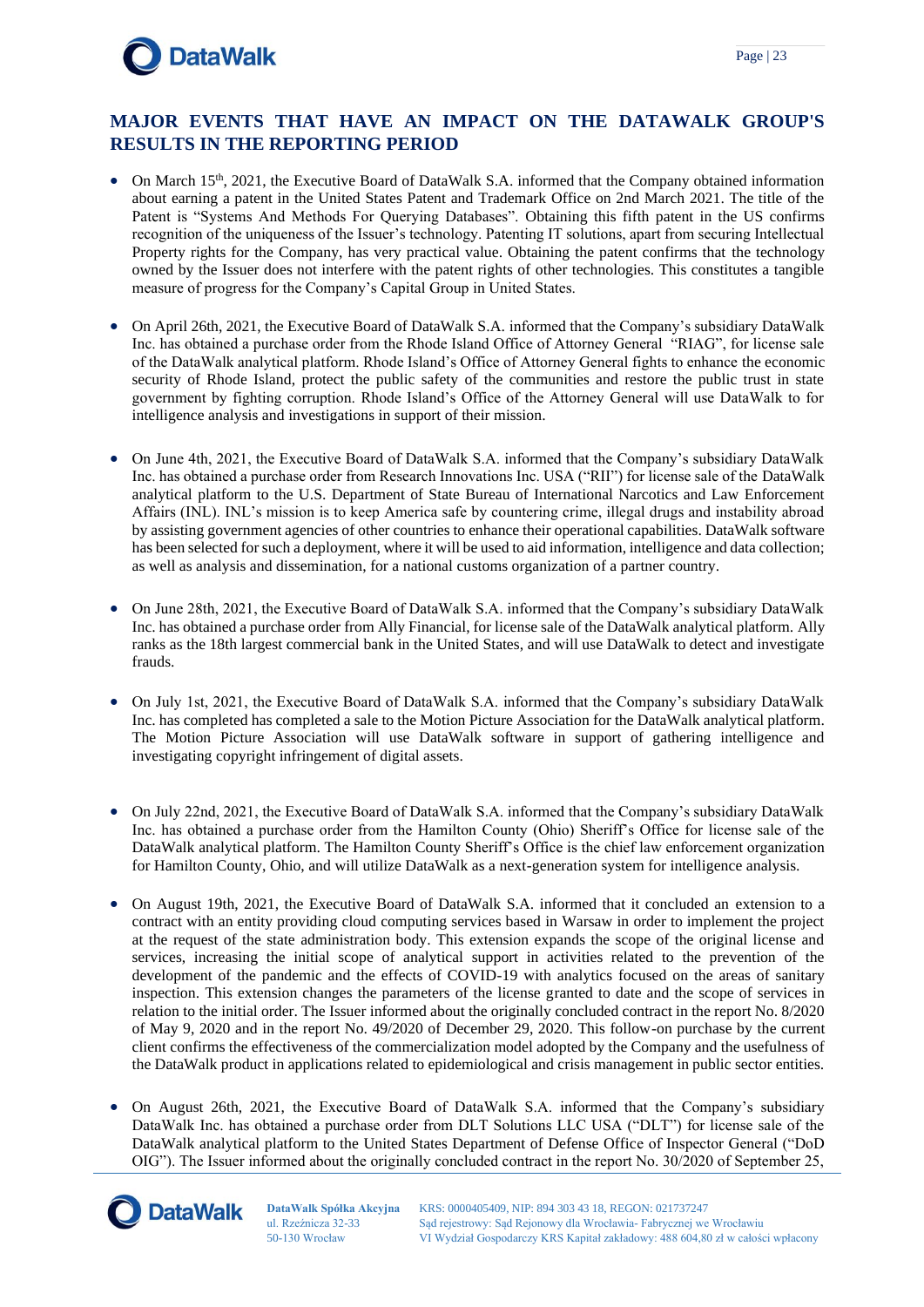## MAJOR EVENTS THAT HAVE AN IMPACT ON THE DATAWALK GROUP'S RESULTS IN THE REPORTING PERIOD

- On March 15th, 2021, the Executive Board of DataWalk S.A. informed that the Company obtained information about earning a patent in the United States Patent and Trademark Office on 2nd March 2021. The title of the Patent is "Systems And Methods For Querying Databases". Obtaining this fifth patent in the US confirms recognition of the uniqueness of the Issuer's technology. Patenting IT solutions, apart from securing Intellectual Property rights for the Company, has very practical value. Obtaining the patent confirms that the technology owned by the Issuer does not interfere with the patent rights of other technologies. This constitutes a tangible measure of progress for the Company's Capital Group in United States.

- On April 26th, 2021, the Executive Board of DataWalk S.A. informed that the Company's subsidiary DataWalk Inc. has obtained a purchase order from the Rhode Island Office of Attorney General "RIAG", for license sale of the DataWalk analytical platform. Rhode Island's Office of Attorney General fights to enhance the economic security of Rhode Island, protect the public safety of the communities and restore the public trust in state government by fighting corruption. Rhode Island's Office of the Attorney General will use DataWalk to for intelligence analysis and investigations in support of their mission.

- On June 4th, 2021, the Executive Board of DataWalk S.A. informed that the Company's subsidiary DataWalk Inc. has obtained a purchase order from Research Innovations Inc. USA ("RII") for license sale of the DataWalk analytical platform to the U.S. Department of State Bureau of International Narcotics and Law Enforcement Affairs (INL). INL's mission is to keep America safe by countering crime, illegal drugs and instability abroad by assisting government agencies of other countries to enhance their operational capabilities. DataWalk software has been selected for such a deployment, where it will be used to aid information, intelligence and data collection; as well as analysis and dissemination, for a national customs organization of a partner country.

- On June 28th, 2021, the Executive Board of DataWalk S.A. informed that the Company's subsidiary DataWalk Inc. has obtained a purchase order from Ally Financial, for license sale of the DataWalk analytical platform. Ally ranks as the 18th largest commercial bank in the United States, and will use DataWalk to detect and investigate frauds.

- On July 1st, 2021, the Executive Board of DataWalk S.A. informed that the Company's subsidiary DataWalk Inc. has completed has completed a sale to the Motion Picture Association for the DataWalk analytical platform. The Motion Picture Association will use DataWalk software in support of gathering intelligence and investigating copyright infringement of digital assets.

- On July 22nd, 2021, the Executive Board of DataWalk S.A. informed that the Company's subsidiary DataWalk Inc. has obtained a purchase order from the Hamilton County (Ohio) Sheriff's Office for license sale of the DataWalk analytical platform. The Hamilton County Sheriff's Office is the chief law enforcement organization for Hamilton County, Ohio, and will utilize DataWalk as a next-generation system for intelligence analysis.

- On August 19th, 2021, the Executive Board of DataWalk S.A. informed that it concluded an extension to a contract with an entity providing cloud computing services based in Warsaw in order to implement the project at the request of the state administration body. This extension expands the scope of the original license and services, increasing the initial scope of analytical support in activities related to the prevention of the development of the pandemic and the effects of COVID-19 with analytics focused on the areas of sanitary inspection. This extension changes the parameters of the license granted to date and the scope of services in relation to the initial order. The Issuer informed about the originally concluded contract in the report No. 8/2020 of May 9, 2020 and in the report No. 49/2020 of December 29, 2020. This follow-on purchase by the current client confirms the effectiveness of the commercialization model adopted by the Company and the usefulness of the DataWalk product in applications related to epidemiological and crisis management in public sector entities.

- On August 26th, 2021, the Executive Board of DataWalk S.A. informed that the Company's subsidiary DataWalk Inc. has obtained a purchase order from DLT Solutions LLC USA ("DLT") for license sale of the DataWalk analytical platform to the United States Department of Defense Office of Inspector General ("DoD OIG"). The Issuer informed about the originally concluded contract in the report No. 30/2020 of September 25,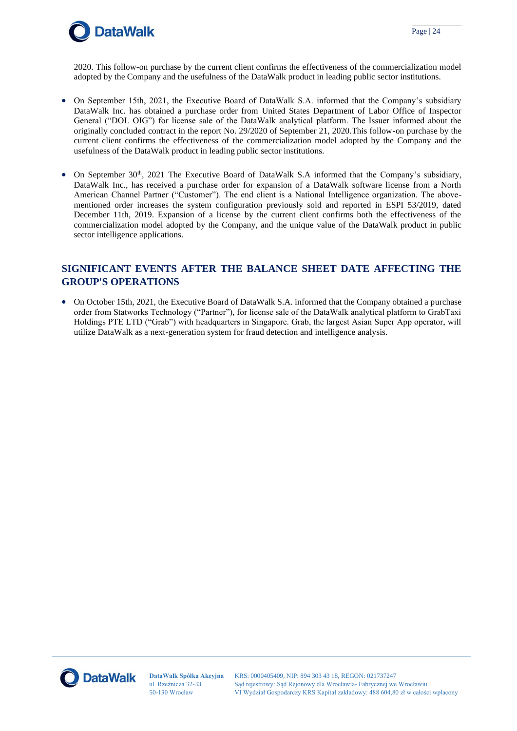2020. This follow-on purchase by the current client confirms the effectiveness of the commercialization model adopted by the Company and the usefulness of the DataWalk product in leading public sector institutions.

- On September 15th, 2021, the Executive Board of DataWalk S.A. informed that the Company's subsidiary DataWalk Inc. has obtained a purchase order from United States Department of Labor Office of Inspector General ("DOL OIG") for license sale of the DataWalk analytical platform. The Issuer informed about the originally concluded contract in the report No. 29/2020 of September 21, 2020.This follow-on purchase by the current client confirms the effectiveness of the commercialization model adopted by the Company and the usefulness of the DataWalk product in leading public sector institutions.

- On September 30th, 2021 The Executive Board of DataWalk S.A informed that the Company's subsidiary, DataWalk Inc., has received a purchase order for expansion of a DataWalk software license from a North American Channel Partner ("Customer"). The end client is a National Intelligence organization. The above-mentioned order increases the system configuration previously sold and reported in ESPI 53/2019, dated December 11th, 2019. Expansion of a license by the current client confirms both the effectiveness of the commercialization model adopted by the Company, and the unique value of the DataWalk product in public sector intelligence applications.

## SIGNIFICANT EVENTS AFTER THE BALANCE SHEET DATE AFFECTING THE GROUP'S OPERATIONS

- On October 15th, 2021, the Executive Board of DataWalk S.A. informed that the Company obtained a purchase order from Statworks Technology ("Partner"), for license sale of the DataWalk analytical platform to GrabTaxi Holdings PTE LTD ("Grab") with headquarters in Singapore. Grab, the largest Asian Super App operator, will utilize DataWalk as a next-generation system for fraud detection and intelligence analysis.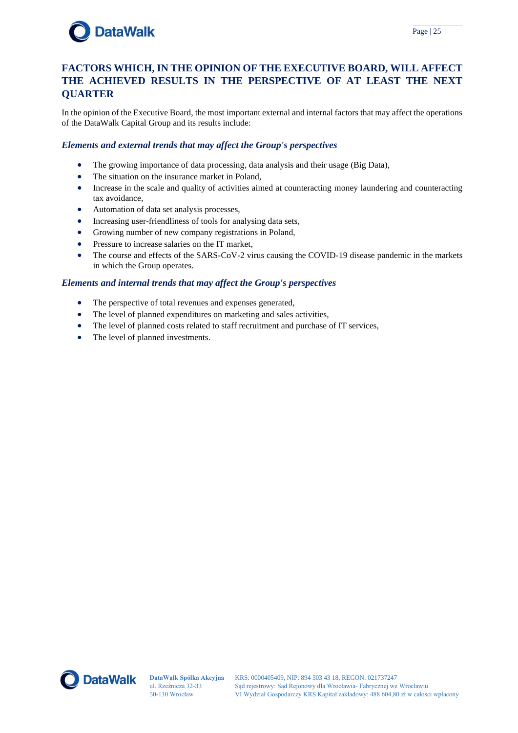## FACTORS WHICH, IN THE OPINION OF THE EXECUTIVE BOARD, WILL AFFECT THE ACHIEVED RESULTS IN THE PERSPECTIVE OF AT LEAST THE NEXT QUARTER

In the opinion of the Executive Board, the most important external and internal factors that may affect the operations of the DataWalk Capital Group and its results include:

### *Elements and external trends that may affect the Group's perspectives*

- The growing importance of data processing, data analysis and their usage (Big Data),
- The situation on the insurance market in Poland,
- Increase in the scale and quality of activities aimed at counteracting money laundering and counteracting tax avoidance,
- Automation of data set analysis processes,
- Increasing user-friendliness of tools for analysing data sets,
- Growing number of new company registrations in Poland,
- Pressure to increase salaries on the IT market,
- The course and effects of the SARS-CoV-2 virus causing the COVID-19 disease pandemic in the markets in which the Group operates.

### *Elements and internal trends that may affect the Group's perspectives*

- The perspective of total revenues and expenses generated,
- The level of planned expenditures on marketing and sales activities,
- The level of planned costs related to staff recruitment and purchase of IT services,
- The level of planned investments.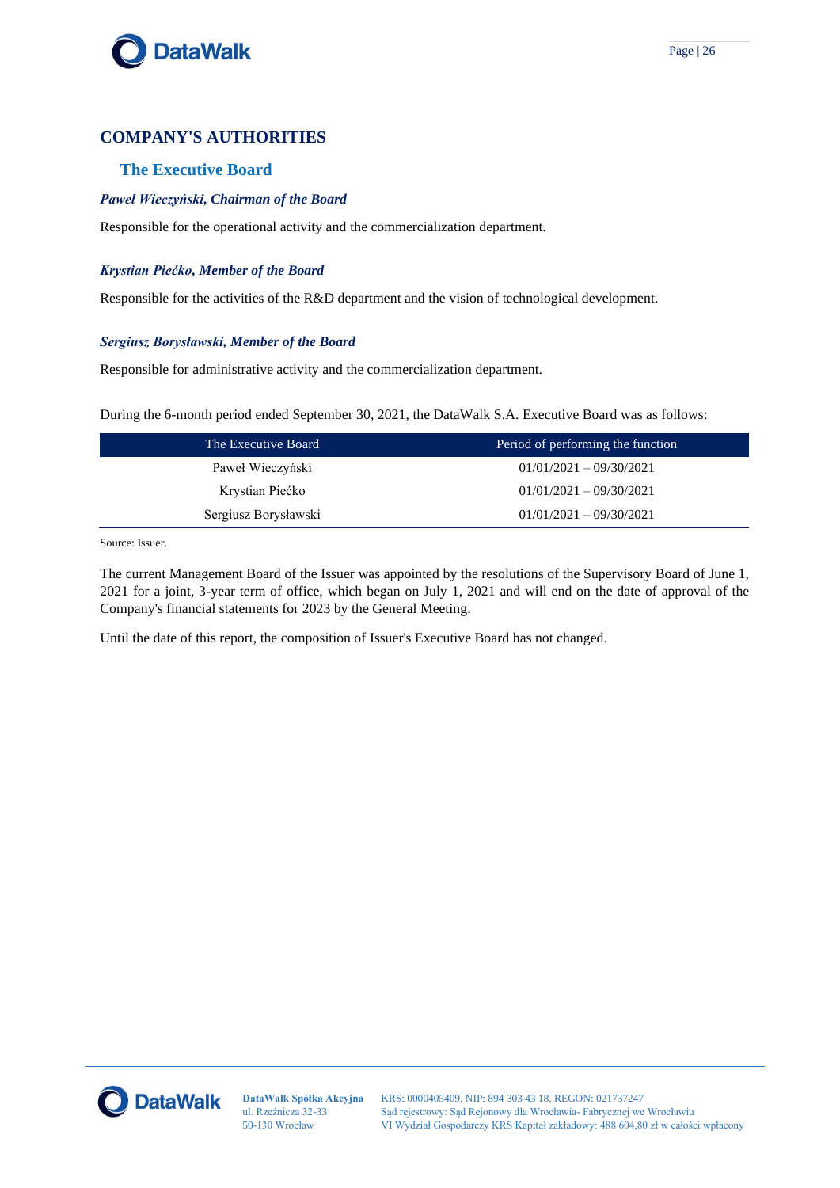## COMPANY'S AUTHORITIES

### The Executive Board

***Paweł Wieczyński, Chairman of the Board***

Responsible for the operational activity and the commercialization department.

***Krystian Piećko, Member of the Board***

Responsible for the activities of the R&D department and the vision of technological development.

***Sergiusz Borysławski, Member of the Board***

Responsible for administrative activity and the commercialization department.

During the 6-month period ended September 30, 2021, the DataWalk S.A. Executive Board was as follows:

| The Executive Board | Period of performing the function |
|---|---|
| Paweł Wieczyński | 01/01/2021 – 09/30/2021 |
| Krystian Piećko | 01/01/2021 – 09/30/2021 |
| Sergiusz Borysławski | 01/01/2021 – 09/30/2021 |

Source: Issuer.

The current Management Board of the Issuer was appointed by the resolutions of the Supervisory Board of June 1, 2021 for a joint, 3-year term of office, which began on July 1, 2021 and will end on the date of approval of the Company's financial statements for 2023 by the General Meeting.

Until the date of this report, the composition of Issuer's Executive Board has not changed.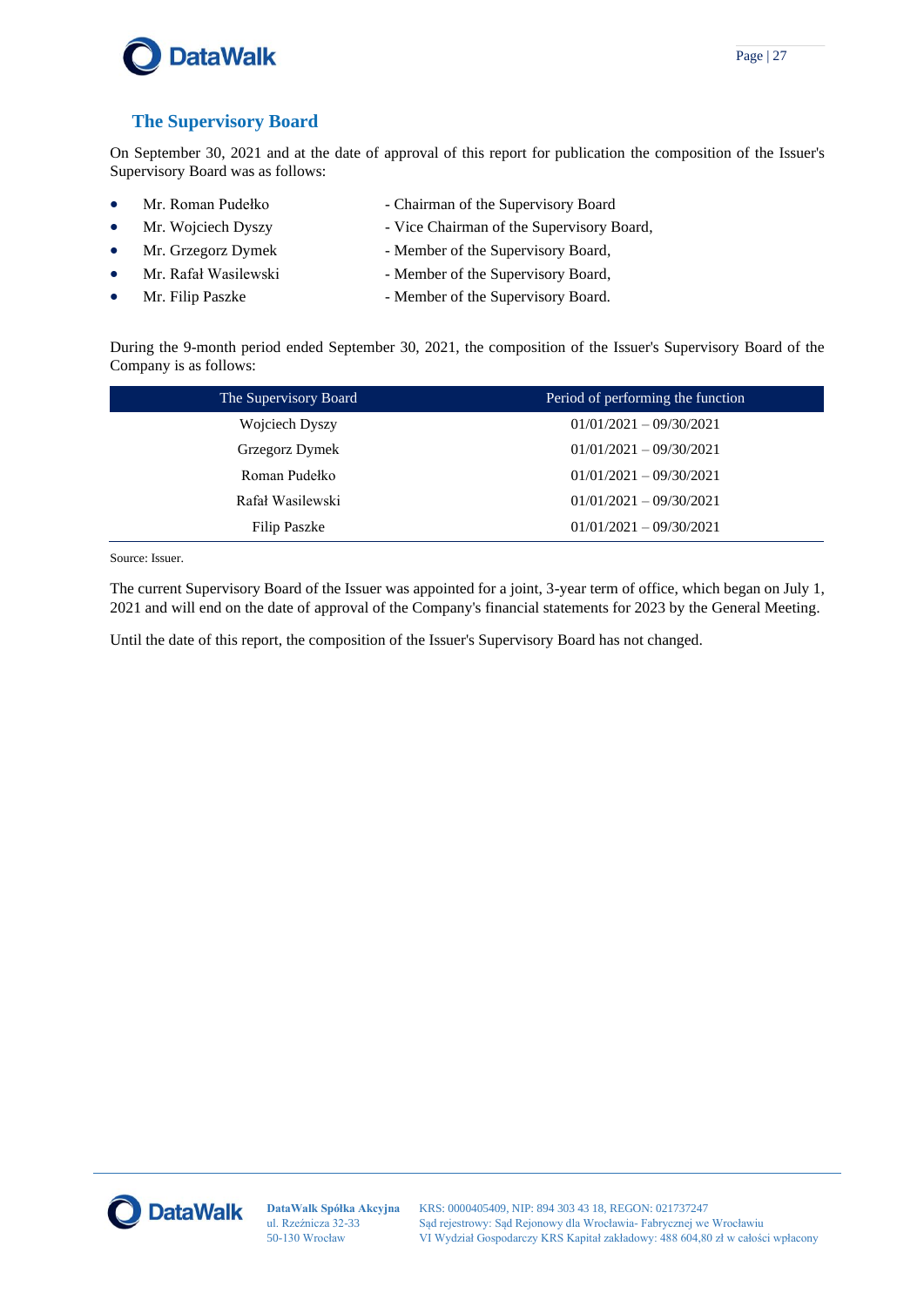## The Supervisory Board

On September 30, 2021 and at the date of approval of this report for publication the composition of the Issuer's Supervisory Board was as follows:

- Mr. Roman Pudełko - Chairman of the Supervisory Board
- Mr. Wojciech Dyszy - Vice Chairman of the Supervisory Board,
- Mr. Grzegorz Dymek - Member of the Supervisory Board,
- Mr. Rafał Wasilewski - Member of the Supervisory Board,
- Mr. Filip Paszke - Member of the Supervisory Board.

During the 9-month period ended September 30, 2021, the composition of the Issuer's Supervisory Board of the Company is as follows:

| The Supervisory Board | Period of performing the function |
|---|---|
| Wojciech Dyszy | 01/01/2021 – 09/30/2021 |
| Grzegorz Dymek | 01/01/2021 – 09/30/2021 |
| Roman Pudełko | 01/01/2021 – 09/30/2021 |
| Rafał Wasilewski | 01/01/2021 – 09/30/2021 |
| Filip Paszke | 01/01/2021 – 09/30/2021 |

Source: Issuer.

The current Supervisory Board of the Issuer was appointed for a joint, 3-year term of office, which began on July 1, 2021 and will end on the date of approval of the Company's financial statements for 2023 by the General Meeting.

Until the date of this report, the composition of the Issuer's Supervisory Board has not changed.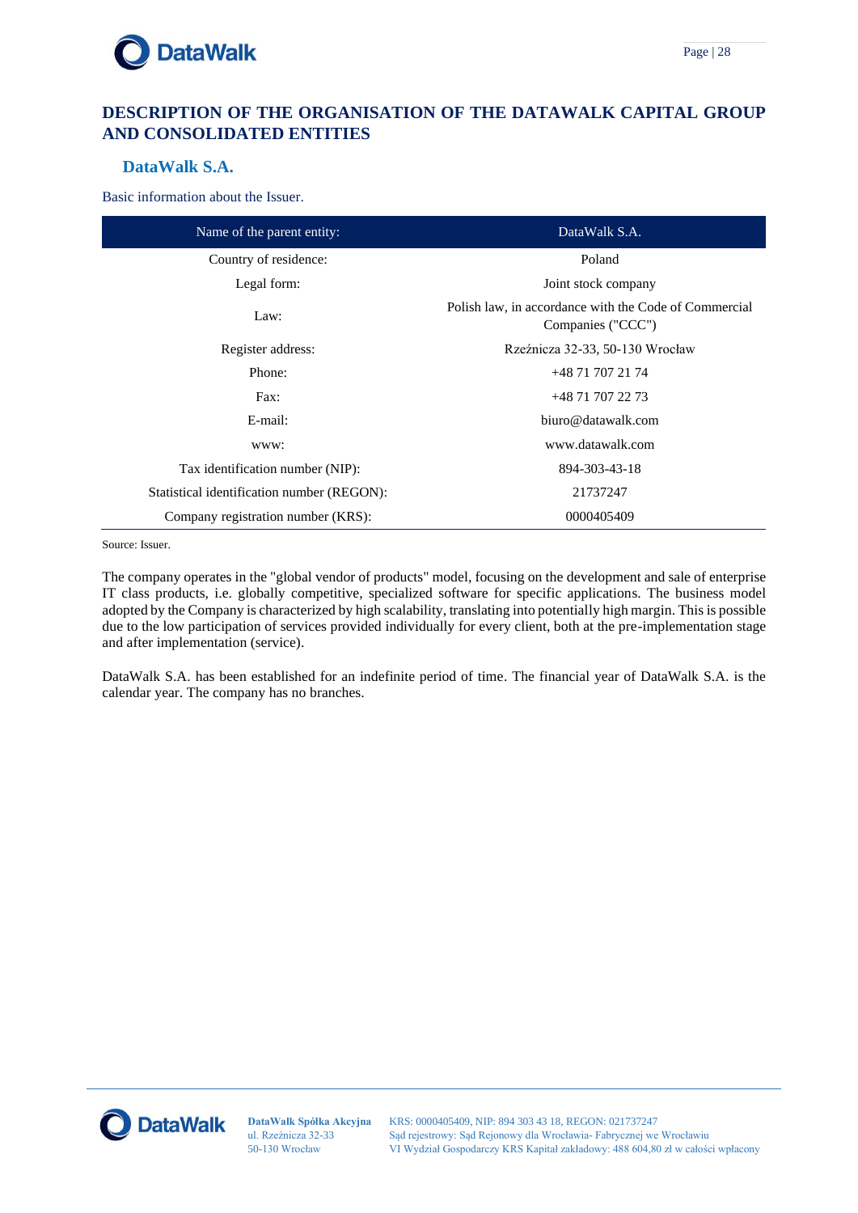## DESCRIPTION OF THE ORGANISATION OF THE DATAWALK CAPITAL GROUP AND CONSOLIDATED ENTITIES

### DataWalk S.A.

Basic information about the Issuer.

| Name of the parent entity: | DataWalk S.A. |
|---|---|
| Country of residence: | Poland |
| Legal form: | Joint stock company |
| Law: | Polish law, in accordance with the Code of Commercial Companies ("CCC") |
| Register address: | Rzeźnicza 32-33, 50-130 Wrocław |
| Phone: | +48 71 707 21 74 |
| Fax: | +48 71 707 22 73 |
| E-mail: | biuro@datawalk.com |
| www: | www.datawalk.com |
| Tax identification number (NIP): | 894-303-43-18 |
| Statistical identification number (REGON): | 21737247 |
| Company registration number (KRS): | 0000405409 |

Source: Issuer.

The company operates in the "global vendor of products" model, focusing on the development and sale of enterprise IT class products, i.e. globally competitive, specialized software for specific applications. The business model adopted by the Company is characterized by high scalability, translating into potentially high margin. This is possible due to the low participation of services provided individually for every client, both at the pre-implementation stage and after implementation (service).

DataWalk S.A. has been established for an indefinite period of time. The financial year of DataWalk S.A. is the calendar year. The company has no branches.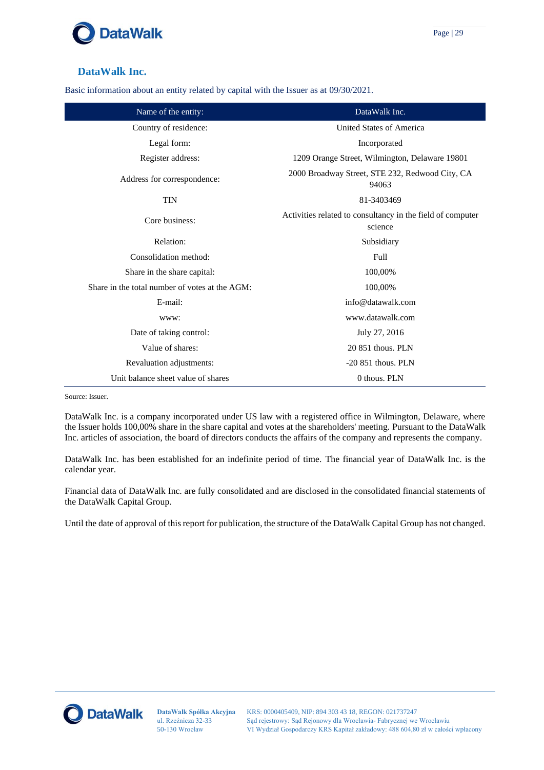## DataWalk Inc.

Basic information about an entity related by capital with the Issuer as at 09/30/2021.

| Name of the entity: | DataWalk Inc. |
|---|---|
| Country of residence: | United States of America |
| Legal form: | Incorporated |
| Register address: | 1209 Orange Street, Wilmington, Delaware 19801 |
| Address for correspondence: | 2000 Broadway Street, STE 232, Redwood City, CA 94063 |
| TIN | 81-3403469 |
| Core business: | Activities related to consultancy in the field of computer science |
| Relation: | Subsidiary |
| Consolidation method: | Full |
| Share in the share capital: | 100,00% |
| Share in the total number of votes at the AGM: | 100,00% |
| E-mail: | info@datawalk.com |
| www: | www.datawalk.com |
| Date of taking control: | July 27, 2016 |
| Value of shares: | 20 851 thous. PLN |
| Revaluation adjustments: | -20 851 thous. PLN |
| Unit balance sheet value of shares | 0 thous. PLN |

Source: Issuer.

DataWalk Inc. is a company incorporated under US law with a registered office in Wilmington, Delaware, where the Issuer holds 100,00% share in the share capital and votes at the shareholders' meeting. Pursuant to the DataWalk Inc. articles of association, the board of directors conducts the affairs of the company and represents the company.

DataWalk Inc. has been established for an indefinite period of time. The financial year of DataWalk Inc. is the calendar year.

Financial data of DataWalk Inc. are fully consolidated and are disclosed in the consolidated financial statements of the DataWalk Capital Group.

Until the date of approval of this report for publication, the structure of the DataWalk Capital Group has not changed.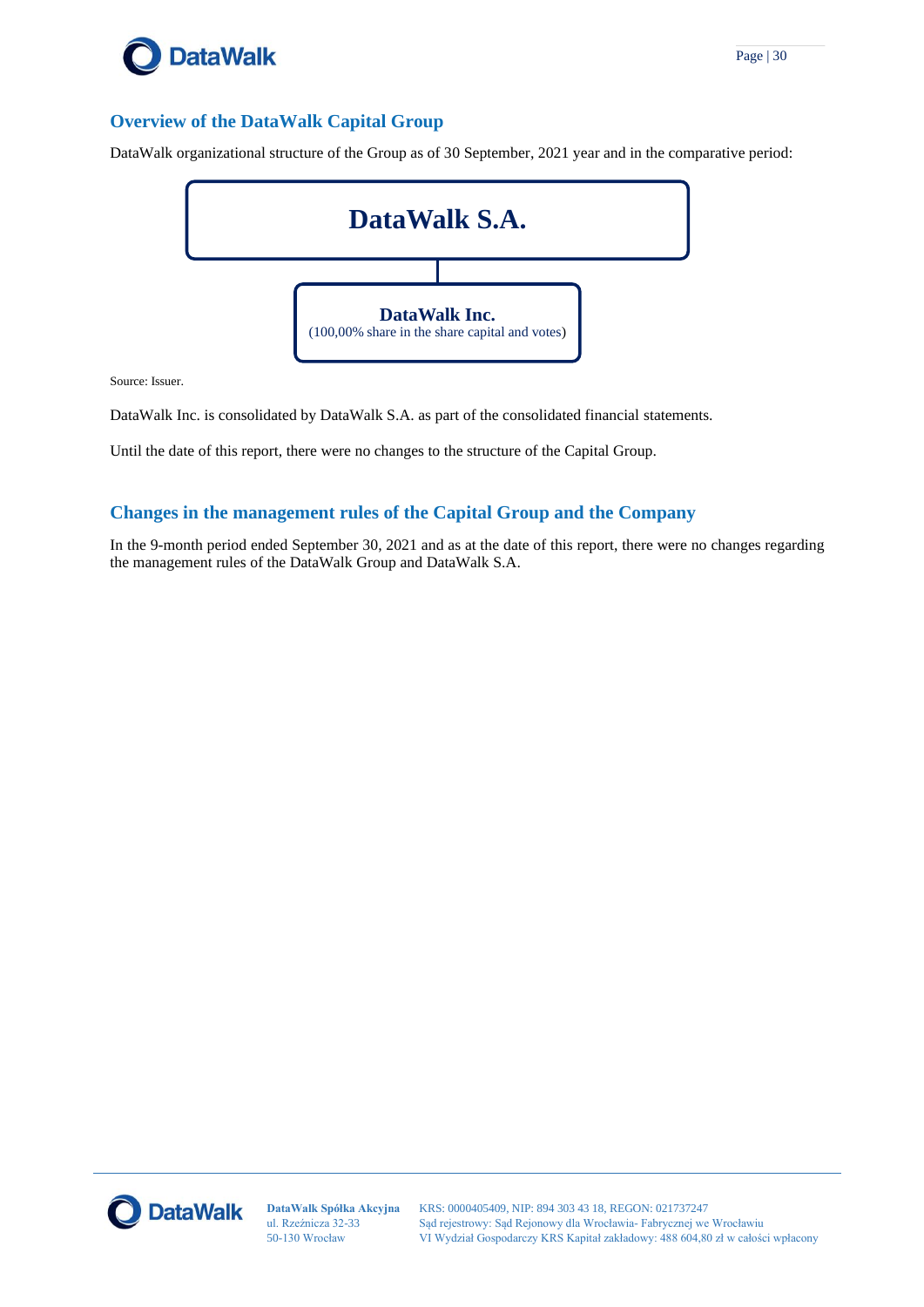## Overview of the DataWalk Capital Group

DataWalk organizational structure of the Group as of 30 September, 2021 year and in the comparative period:

**DataWalk S.A.**

**DataWalk Inc.**
(100,00% share in the share capital and votes)

Source: Issuer.

DataWalk Inc. is consolidated by DataWalk S.A. as part of the consolidated financial statements.

Until the date of this report, there were no changes to the structure of the Capital Group.

## Changes in the management rules of the Capital Group and the Company

In the 9-month period ended September 30, 2021 and as at the date of this report, there were no changes regarding the management rules of the DataWalk Group and DataWalk S.A.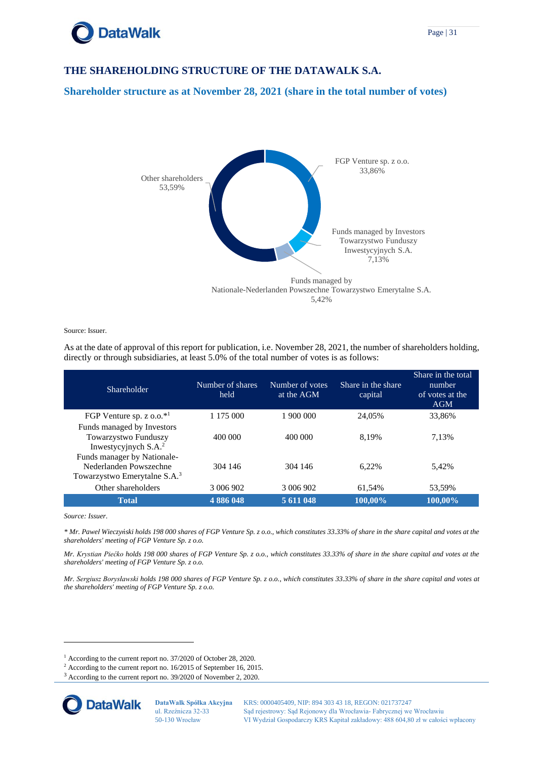## THE SHAREHOLDING STRUCTURE OF THE DATAWALK S.A.

### Shareholder structure as at November 28, 2021 (share in the total number of votes)

FGP Venture sp. z o.o.
33,86%

Funds managed by Investors Towarzystwo Funduszy Inwestycyjnych S.A.
7,13%

Funds managed by Nationale-Nederlanden Powszechne Towarzystwo Emerytalne S.A.
5,42%

Other shareholders
53,59%

Source: Issuer.

As at the date of approval of this report for publication, i.e. November 28, 2021, the number of shareholders holding, directly or through subsidiaries, at least 5.0% of the total number of votes is as follows:

| Shareholder | Number of shares held | Number of votes at the AGM | Share in the share capital | Share in the total number of votes at the AGM |
|---|---|---|---|---|
| FGP Venture sp. z o.o.*[1] | 1 175 000 | 1 900 000 | 24,05% | 33,86% |
| Funds managed by Investors Towarzystwo Funduszy Inwestycyjnych S.A.[2] | 400 000 | 400 000 | 8,19% | 7,13% |
| Funds manager by Nationale-Nederlanden Powszechne Towarzystwo Emerytalne S.A.[3] | 304 146 | 304 146 | 6,22% | 5,42% |
| Other shareholders | 3 006 902 | 3 006 902 | 61,54% | 53,59% |
| **Total** | **4 886 048** | **5 611 048** | **100,00%** | **100,00%** |

*Source: Issuer.*

*\* Mr. Paweł Wieczyński holds 198 000 shares of FGP Venture Sp. z o.o., which constitutes 33.33% of share in the share capital and votes at the shareholders' meeting of FGP Venture Sp. z o.o.*

*Mr. Krystian Piećko holds 198 000 shares of FGP Venture Sp. z o.o., which constitutes 33.33% of share in the share capital and votes at the shareholders' meeting of FGP Venture Sp. z o.o.*

*Mr. Sergiusz Borysławski holds 198 000 shares of FGP Venture Sp. z o.o., which constitutes 33.33% of share in the share capital and votes at the shareholders' meeting of FGP Venture Sp. z o.o.*

[1] According to the current report no. 37/2020 of October 28, 2020.
[2] According to the current report no. 16/2015 of September 16, 2015.
[3] According to the current report no. 39/2020 of November 2, 2020.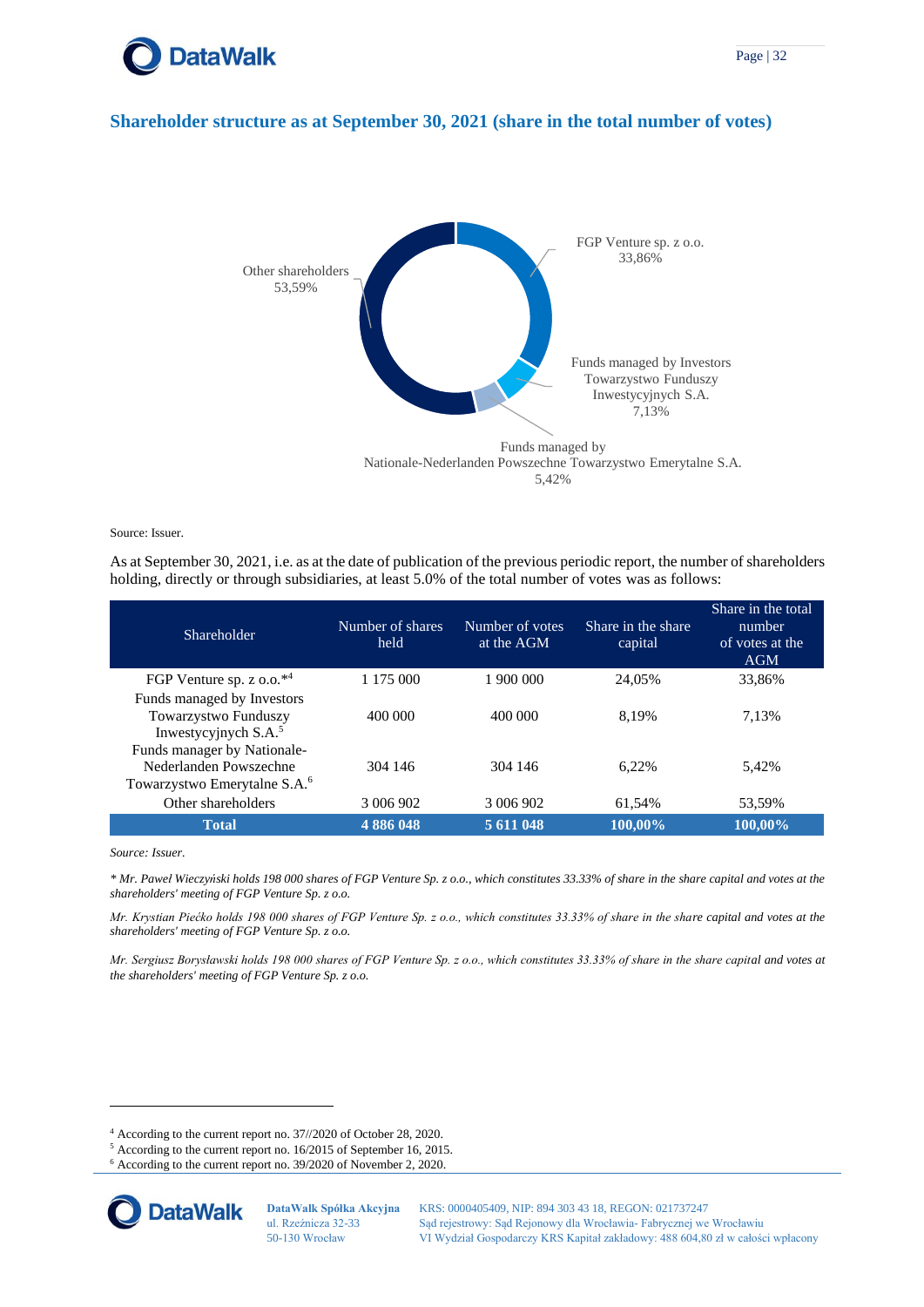## Shareholder structure as at September 30, 2021 (share in the total number of votes)

FGP Venture sp. z o.o.
33,86%

Funds managed by Investors Towarzystwo Funduszy Inwestycyjnych S.A.
7,13%

Funds managed by Nationale-Nederlanden Powszechne Towarzystwo Emerytalne S.A.
5,42%

Other shareholders
53,59%

Source: Issuer.

As at September 30, 2021, i.e. as at the date of publication of the previous periodic report, the number of shareholders holding, directly or through subsidiaries, at least 5.0% of the total number of votes was as follows:

| Shareholder | Number of shares held | Number of votes at the AGM | Share in the share capital | Share in the total number of votes at the AGM |
|---|---|---|---|---|
| FGP Venture sp. z o.o.*[4] | 1 175 000 | 1 900 000 | 24,05% | 33,86% |
| Funds managed by Investors Towarzystwo Funduszy Inwestycyjnych S.A.[5] | 400 000 | 400 000 | 8,19% | 7,13% |
| Funds manager by Nationale-Nederlanden Powszechne Towarzystwo Emerytalne S.A.[6] | 304 146 | 304 146 | 6,22% | 5,42% |
| Other shareholders | 3 006 902 | 3 006 902 | 61,54% | 53,59% |
| **Total** | **4 886 048** | **5 611 048** | **100,00%** | **100,00%** |

*Source: Issuer.*

*\* Mr. Paweł Wieczyński holds 198 000 shares of FGP Venture Sp. z o.o., which constitutes 33.33% of share in the share capital and votes at the shareholders' meeting of FGP Venture Sp. z o.o.*

*Mr. Krystian Piećko holds 198 000 shares of FGP Venture Sp. z o.o., which constitutes 33.33% of share in the share capital and votes at the shareholders' meeting of FGP Venture Sp. z o.o.*

*Mr. Sergiusz Borysławski holds 198 000 shares of FGP Venture Sp. z o.o., which constitutes 33.33% of share in the share capital and votes at the shareholders' meeting of FGP Venture Sp. z o.o.*

[4] According to the current report no. 37//2020 of October 28, 2020.
[5] According to the current report no. 16/2015 of September 16, 2015.
[6] According to the current report no. 39/2020 of November 2, 2020.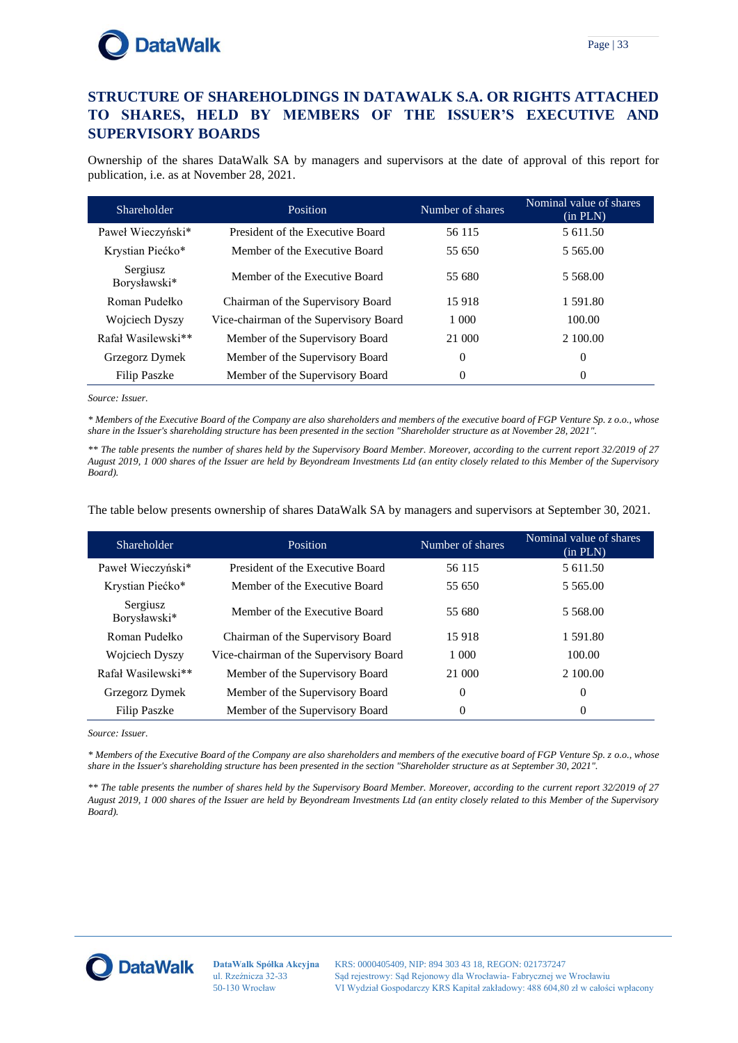## STRUCTURE OF SHAREHOLDINGS IN DATAWALK S.A. OR RIGHTS ATTACHED TO SHARES, HELD BY MEMBERS OF THE ISSUER'S EXECUTIVE AND SUPERVISORY BOARDS

Ownership of the shares DataWalk SA by managers and supervisors at the date of approval of this report for publication, i.e. as at November 28, 2021.

| Shareholder | Position | Number of shares | Nominal value of shares (in PLN) |
|---|---|---|---|
| Paweł Wieczyński* | President of the Executive Board | 56 115 | 5 611.50 |
| Krystian Piećko* | Member of the Executive Board | 55 650 | 5 565.00 |
| Sergiusz Borysławski* | Member of the Executive Board | 55 680 | 5 568.00 |
| Roman Pudełko | Chairman of the Supervisory Board | 15 918 | 1 591.80 |
| Wojciech Dyszy | Vice-chairman of the Supervisory Board | 1 000 | 100.00 |
| Rafał Wasilewski** | Member of the Supervisory Board | 21 000 | 2 100.00 |
| Grzegorz Dymek | Member of the Supervisory Board | 0 | 0 |
| Filip Paszke | Member of the Supervisory Board | 0 | 0 |

*Source: Issuer.*

*\* Members of the Executive Board of the Company are also shareholders and members of the executive board of FGP Venture Sp. z o.o., whose share in the Issuer's shareholding structure has been presented in the section "Shareholder structure as at November 28, 2021".*

*\*\* The table presents the number of shares held by the Supervisory Board Member. Moreover, according to the current report 32/2019 of 27 August 2019, 1 000 shares of the Issuer are held by Beyondream Investments Ltd (an entity closely related to this Member of the Supervisory Board).*

The table below presents ownership of shares DataWalk SA by managers and supervisors at September 30, 2021.

| Shareholder | Position | Number of shares | Nominal value of shares (in PLN) |
|---|---|---|---|
| Paweł Wieczyński* | President of the Executive Board | 56 115 | 5 611.50 |
| Krystian Piećko* | Member of the Executive Board | 55 650 | 5 565.00 |
| Sergiusz Borysławski* | Member of the Executive Board | 55 680 | 5 568.00 |
| Roman Pudełko | Chairman of the Supervisory Board | 15 918 | 1 591.80 |
| Wojciech Dyszy | Vice-chairman of the Supervisory Board | 1 000 | 100.00 |
| Rafał Wasilewski** | Member of the Supervisory Board | 21 000 | 2 100.00 |
| Grzegorz Dymek | Member of the Supervisory Board | 0 | 0 |
| Filip Paszke | Member of the Supervisory Board | 0 | 0 |

*Source: Issuer.*

*\* Members of the Executive Board of the Company are also shareholders and members of the executive board of FGP Venture Sp. z o.o., whose share in the Issuer's shareholding structure has been presented in the section "Shareholder structure as at September 30, 2021".*

*\*\* The table presents the number of shares held by the Supervisory Board Member. Moreover, according to the current report 32/2019 of 27 August 2019, 1 000 shares of the Issuer are held by Beyondream Investments Ltd (an entity closely related to this Member of the Supervisory Board).*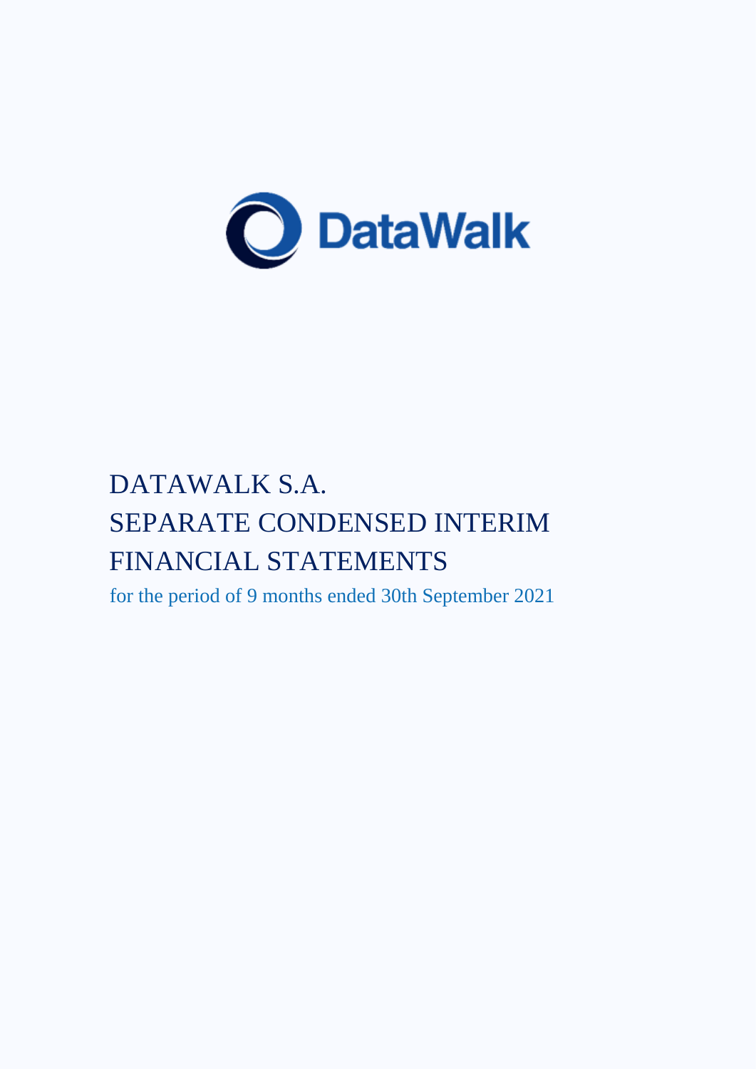# DATAWALK S.A.
# SEPARATE CONDENSED INTERIM FINANCIAL STATEMENTS

for the period of 9 months ended 30th September 2021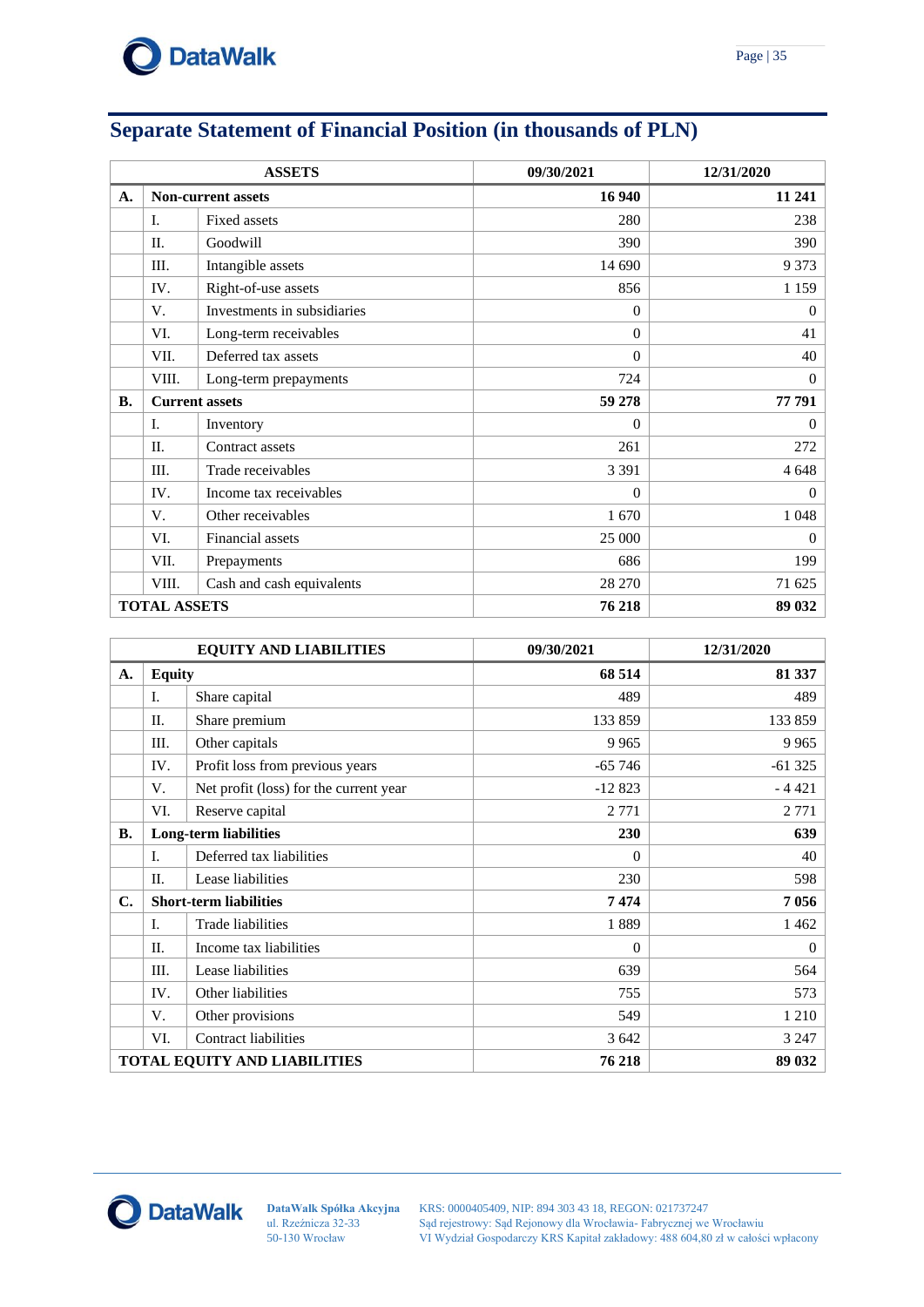# Separate Statement of Financial Position (in thousands of PLN)

| ASSETS | | | 09/30/2021 | 12/31/2020 |
|---|---|---|---|---|
| **A.** | **Non-current assets** | | **16 940** | **11 241** |
| | I. | Fixed assets | 280 | 238 |
| | II. | Goodwill | 390 | 390 |
| | III. | Intangible assets | 14 690 | 9 373 |
| | IV. | Right-of-use assets | 856 | 1 159 |
| | V. | Investments in subsidiaries | 0 | 0 |
| | VI. | Long-term receivables | 0 | 41 |
| | VII. | Deferred tax assets | 0 | 40 |
| | VIII. | Long-term prepayments | 724 | 0 |
| **B.** | **Current assets** | | **59 278** | **77 791** |
| | I. | Inventory | 0 | 0 |
| | II. | Contract assets | 261 | 272 |
| | III. | Trade receivables | 3 391 | 4 648 |
| | IV. | Income tax receivables | 0 | 0 |
| | V. | Other receivables | 1 670 | 1 048 |
| | VI. | Financial assets | 25 000 | 0 |
| | VII. | Prepayments | 686 | 199 |
| | VIII. | Cash and cash equivalents | 28 270 | 71 625 |
| **TOTAL ASSETS** | | | **76 218** | **89 032** |

| EQUITY AND LIABILITIES | | | 09/30/2021 | 12/31/2020 |
|---|---|---|---|---|
| **A.** | **Equity** | | **68 514** | **81 337** |
| | I. | Share capital | 489 | 489 |
| | II. | Share premium | 133 859 | 133 859 |
| | III. | Other capitals | 9 965 | 9 965 |
| | IV. | Profit loss from previous years | -65 746 | -61 325 |
| | V. | Net profit (loss) for the current year | -12 823 | - 4 421 |
| | VI. | Reserve capital | 2 771 | 2 771 |
| **B.** | **Long-term liabilities** | | **230** | **639** |
| | I. | Deferred tax liabilities | 0 | 40 |
| | II. | Lease liabilities | 230 | 598 |
| **C.** | **Short-term liabilities** | | **7 474** | **7 056** |
| | I. | Trade liabilities | 1 889 | 1 462 |
| | II. | Income tax liabilities | 0 | 0 |
| | III. | Lease liabilities | 639 | 564 |
| | IV. | Other liabilities | 755 | 573 |
| | V. | Other provisions | 549 | 1 210 |
| | VI. | Contract liabilities | 3 642 | 3 247 |
| **TOTAL EQUITY AND LIABILITIES** | | | **76 218** | **89 032** |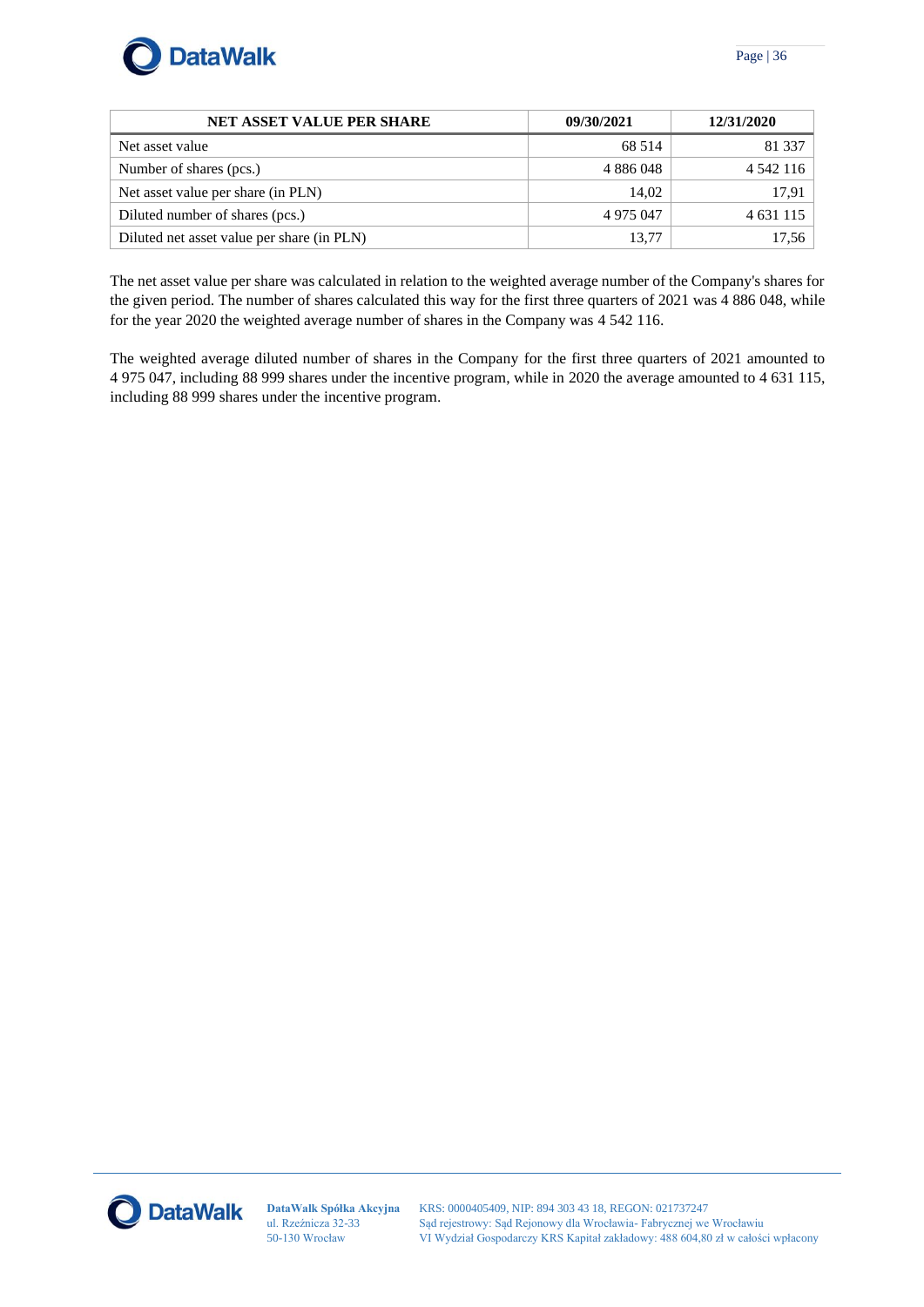| NET ASSET VALUE PER SHARE | 09/30/2021 | 12/31/2020 |
| --- | --- | --- |
| Net asset value | 68 514 | 81 337 |
| Number of shares (pcs.) | 4 886 048 | 4 542 116 |
| Net asset value per share (in PLN) | 14,02 | 17,91 |
| Diluted number of shares (pcs.) | 4 975 047 | 4 631 115 |
| Diluted net asset value per share (in PLN) | 13,77 | 17,56 |

The net asset value per share was calculated in relation to the weighted average number of the Company's shares for the given period. The number of shares calculated this way for the first three quarters of 2021 was 4 886 048, while for the year 2020 the weighted average number of shares in the Company was 4 542 116.

The weighted average diluted number of shares in the Company for the first three quarters of 2021 amounted to 4 975 047, including 88 999 shares under the incentive program, while in 2020 the average amounted to 4 631 115, including 88 999 shares under the incentive program.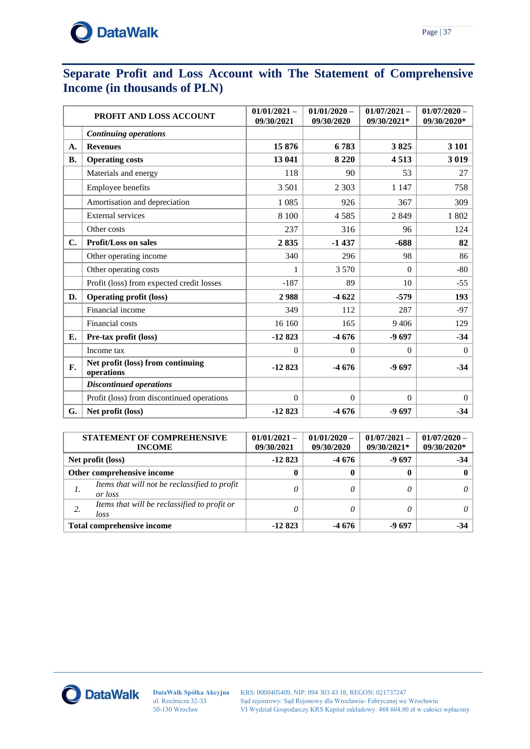# Separate Profit and Loss Account with The Statement of Comprehensive Income (in thousands of PLN)

| | PROFIT AND LOSS ACCOUNT | 01/01/2021 – 09/30/2021 | 01/01/2020 – 09/30/2020 | 01/07/2021 – 09/30/2021* | 01/07/2020 – 09/30/2020* |
|---|---|---|---|---|---|
| | ***Continuing operations*** | | | | |
| **A.** | **Revenues** | **15 876** | **6 783** | **3 825** | **3 101** |
| **B.** | **Operating costs** | **13 041** | **8 220** | **4 513** | **3 019** |
| | Materials and energy | 118 | 90 | 53 | 27 |
| | Employee benefits | 3 501 | 2 303 | 1 147 | 758 |
| | Amortisation and depreciation | 1 085 | 926 | 367 | 309 |
| | External services | 8 100 | 4 585 | 2 849 | 1 802 |
| | Other costs | 237 | 316 | 96 | 124 |
| **C.** | **Profit/Loss on sales** | **2 835** | **-1 437** | **-688** | **82** |
| | Other operating income | 340 | 296 | 98 | 86 |
| | Other operating costs | 1 | 3 570 | 0 | -80 |
| | Profit (loss) from expected credit losses | -187 | 89 | 10 | -55 |
| **D.** | **Operating profit (loss)** | **2 988** | **-4 622** | **-579** | **193** |
| | Financial income | 349 | 112 | 287 | -97 |
| | Financial costs | 16 160 | 165 | 9 406 | 129 |
| **E.** | **Pre-tax profit (loss)** | **-12 823** | **-4 676** | **-9 697** | **-34** |
| | Income tax | 0 | 0 | 0 | 0 |
| **F.** | **Net profit (loss) from continuing operations** | **-12 823** | **-4 676** | **-9 697** | **-34** |
| | ***Discontinued operations*** | | | | |
| | Profit (loss) from discontinued operations | 0 | 0 | 0 | 0 |
| **G.** | **Net profit (loss)** | **-12 823** | **-4 676** | **-9 697** | **-34** |

| | STATEMENT OF COMPREHENSIVE INCOME | 01/01/2021 – 09/30/2021 | 01/01/2020 – 09/30/2020 | 01/07/2021 – 09/30/2021* | 01/07/2020 – 09/30/2020* |
|---|---|---|---|---|---|
| **Net profit (loss)** | | **-12 823** | **-4 676** | **-9 697** | **-34** |
| **Other comprehensive income** | | **0** | **0** | **0** | **0** |
| *1.* | *Items that will not be reclassified to profit or loss* | *0* | *0* | *0* | *0* |
| *2.* | *Items that will be reclassified to profit or loss* | *0* | *0* | *0* | *0* |
| **Total comprehensive income** | | **-12 823** | **-4 676** | **-9 697** | **-34** |

**DataWalk Spółka Akcyjna**
ul. Rzeźnicza 32-33
50-130 Wrocław

KRS: 0000405409, NIP: 894 303 43 18, REGON: 021737247
Sąd rejestrowy: Sąd Rejonowy dla Wrocławia- Fabrycznej we Wrocławiu
VI Wydział Gospodarczy KRS Kapitał zakładowy: 488 604,80 zł w całości wpłacony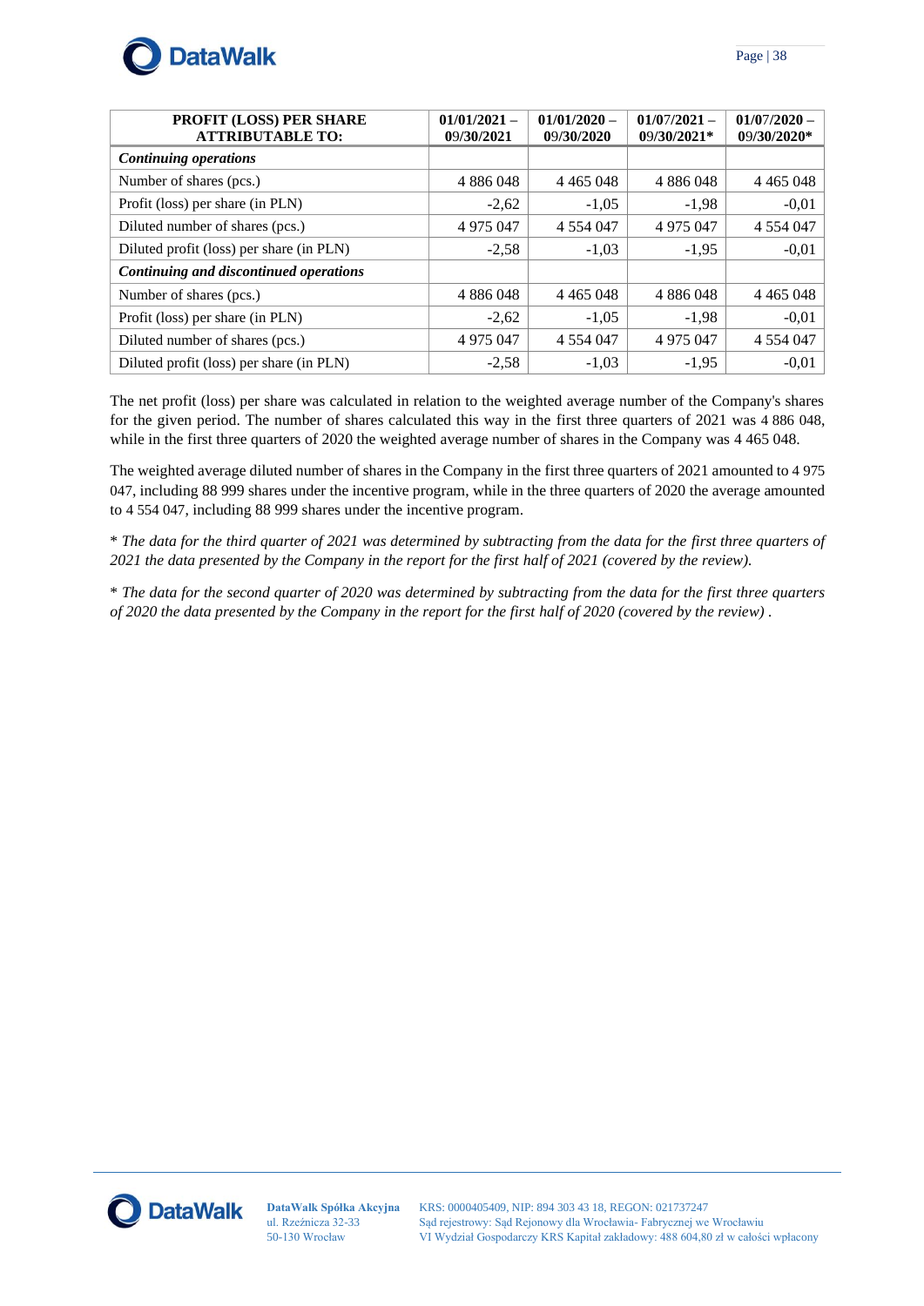| PROFIT (LOSS) PER SHARE ATTRIBUTABLE TO: | 01/01/2021 – 09/30/2021 | 01/01/2020 – 09/30/2020 | 01/07/2021 – 09/30/2021* | 01/07/2020 – 09/30/2020* |
|---|---|---|---|---|
| ***Continuing operations*** | | | | |
| Number of shares (pcs.) | 4 886 048 | 4 465 048 | 4 886 048 | 4 465 048 |
| Profit (loss) per share (in PLN) | -2,62 | -1,05 | -1,98 | -0,01 |
| Diluted number of shares (pcs.) | 4 975 047 | 4 554 047 | 4 975 047 | 4 554 047 |
| Diluted profit (loss) per share (in PLN) | -2,58 | -1,03 | -1,95 | -0,01 |
| ***Continuing and discontinued operations*** | | | | |
| Number of shares (pcs.) | 4 886 048 | 4 465 048 | 4 886 048 | 4 465 048 |
| Profit (loss) per share (in PLN) | -2,62 | -1,05 | -1,98 | -0,01 |
| Diluted number of shares (pcs.) | 4 975 047 | 4 554 047 | 4 975 047 | 4 554 047 |
| Diluted profit (loss) per share (in PLN) | -2,58 | -1,03 | -1,95 | -0,01 |

The net profit (loss) per share was calculated in relation to the weighted average number of the Company's shares for the given period. The number of shares calculated this way in the first three quarters of 2021 was 4 886 048, while in the first three quarters of 2020 the weighted average number of shares in the Company was 4 465 048.

The weighted average diluted number of shares in the Company in the first three quarters of 2021 amounted to 4 975 047, including 88 999 shares under the incentive program, while in the three quarters of 2020 the average amounted to 4 554 047, including 88 999 shares under the incentive program.

\* *The data for the third quarter of 2021 was determined by subtracting from the data for the first three quarters of 2021 the data presented by the Company in the report for the first half of 2021 (covered by the review).*

\* *The data for the second quarter of 2020 was determined by subtracting from the data for the first three quarters of 2020 the data presented by the Company in the report for the first half of 2020 (covered by the review) .*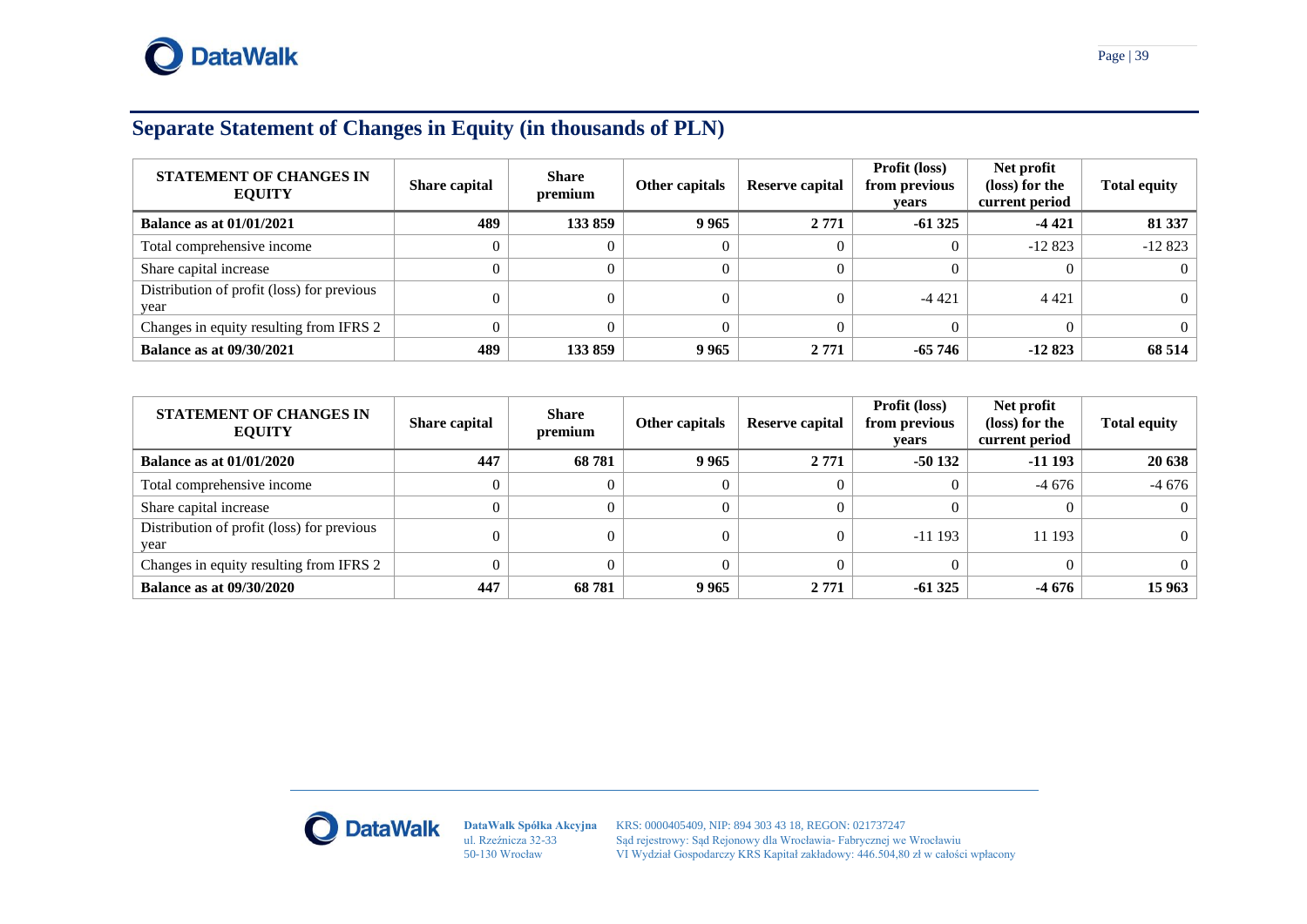## Separate Statement of Changes in Equity (in thousands of PLN)

| STATEMENT OF CHANGES IN EQUITY | Share capital | Share premium | Other capitals | Reserve capital | Profit (loss) from previous years | Net profit (loss) for the current period | Total equity |
|---|---|---|---|---|---|---|---|
| **Balance as at 01/01/2021** | **489** | **133 859** | **9 965** | **2 771** | **-61 325** | **-4 421** | **81 337** |
| Total comprehensive income | 0 | 0 | 0 | 0 | 0 | -12 823 | -12 823 |
| Share capital increase | 0 | 0 | 0 | 0 | 0 | 0 | 0 |
| Distribution of profit (loss) for previous year | 0 | 0 | 0 | 0 | -4 421 | 4 421 | 0 |
| Changes in equity resulting from IFRS 2 | 0 | 0 | 0 | 0 | 0 | 0 | 0 |
| **Balance as at 09/30/2021** | **489** | **133 859** | **9 965** | **2 771** | **-65 746** | **-12 823** | **68 514** |

| STATEMENT OF CHANGES IN EQUITY | Share capital | Share premium | Other capitals | Reserve capital | Profit (loss) from previous years | Net profit (loss) for the current period | Total equity |
|---|---|---|---|---|---|---|---|
| **Balance as at 01/01/2020** | **447** | **68 781** | **9 965** | **2 771** | **-50 132** | **-11 193** | **20 638** |
| Total comprehensive income | 0 | 0 | 0 | 0 | 0 | -4 676 | -4 676 |
| Share capital increase | 0 | 0 | 0 | 0 | 0 | 0 | 0 |
| Distribution of profit (loss) for previous year | 0 | 0 | 0 | 0 | -11 193 | 11 193 | 0 |
| Changes in equity resulting from IFRS 2 | 0 | 0 | 0 | 0 | 0 | 0 | 0 |
| **Balance as at 09/30/2020** | **447** | **68 781** | **9 965** | **2 771** | **-61 325** | **-4 676** | **15 963** |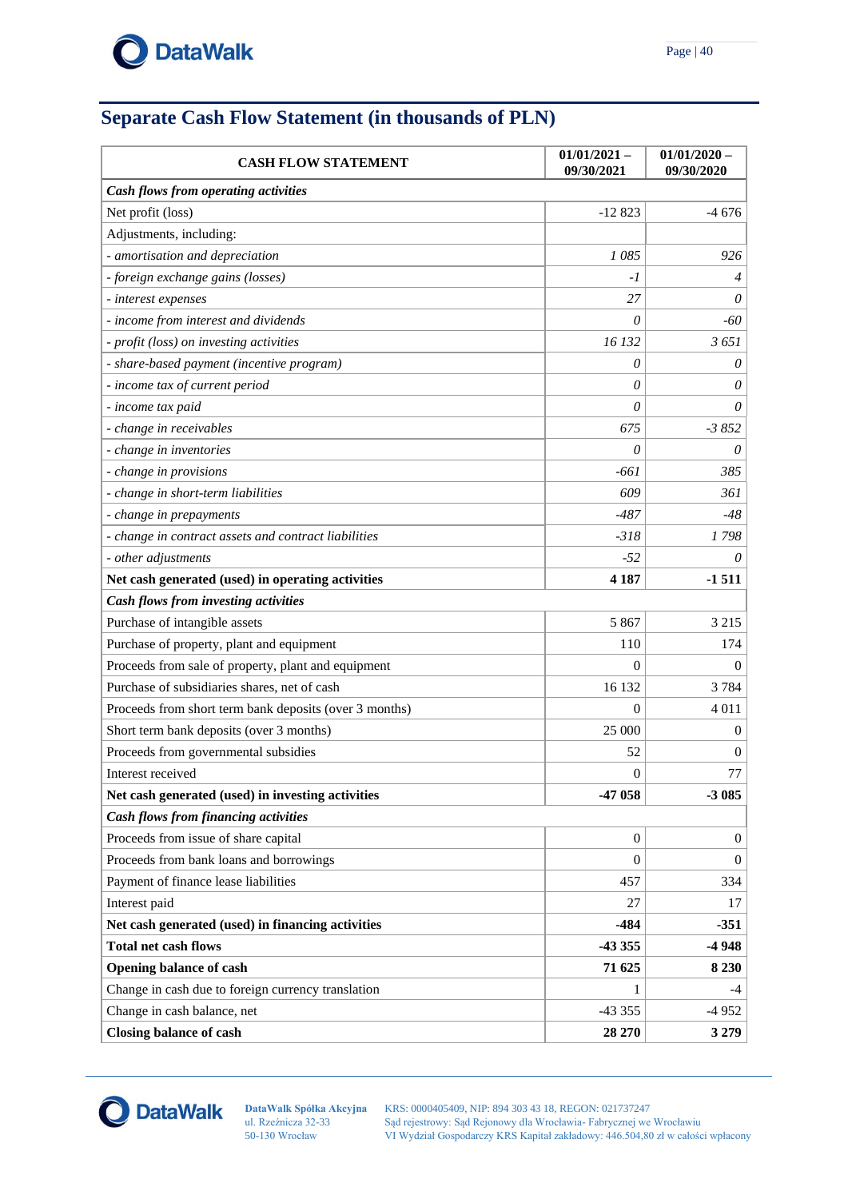# Separate Cash Flow Statement (in thousands of PLN)

| CASH FLOW STATEMENT | 01/01/2021 – 09/30/2021 | 01/01/2020 – 09/30/2020 |
|---|---|---|
| ***Cash flows from operating activities*** | | |
| Net profit (loss) | -12 823 | -4 676 |
| Adjustments, including: | | |
| *- amortisation and depreciation* | *1 085* | *926* |
| *- foreign exchange gains (losses)* | *-1* | *4* |
| *- interest expenses* | *27* | *0* |
| *- income from interest and dividends* | *0* | *-60* |
| *- profit (loss) on investing activities* | *16 132* | *3 651* |
| *- share-based payment (incentive program)* | *0* | *0* |
| *- income tax of current period* | *0* | *0* |
| *- income tax paid* | *0* | *0* |
| *- change in receivables* | *675* | *-3 852* |
| *- change in inventories* | *0* | *0* |
| *- change in provisions* | *-661* | *385* |
| *- change in short-term liabilities* | *609* | *361* |
| *- change in prepayments* | *-487* | *-48* |
| *- change in contract assets and contract liabilities* | *-318* | *1 798* |
| *- other adjustments* | *-52* | *0* |
| **Net cash generated (used) in operating activities** | **4 187** | **-1 511** |
| ***Cash flows from investing activities*** | | |
| Purchase of intangible assets | 5 867 | 3 215 |
| Purchase of property, plant and equipment | 110 | 174 |
| Proceeds from sale of property, plant and equipment | 0 | 0 |
| Purchase of subsidiaries shares, net of cash | 16 132 | 3 784 |
| Proceeds from short term bank deposits (over 3 months) | 0 | 4 011 |
| Short term bank deposits (over 3 months) | 25 000 | 0 |
| Proceeds from governmental subsidies | 52 | 0 |
| Interest received | 0 | 77 |
| **Net cash generated (used) in investing activities** | **-47 058** | **-3 085** |
| ***Cash flows from financing activities*** | | |
| Proceeds from issue of share capital | 0 | 0 |
| Proceeds from bank loans and borrowings | 0 | 0 |
| Payment of finance lease liabilities | 457 | 334 |
| Interest paid | 27 | 17 |
| **Net cash generated (used) in financing activities** | **-484** | **-351** |
| **Total net cash flows** | **-43 355** | **-4 948** |
| **Opening balance of cash** | **71 625** | **8 230** |
| Change in cash due to foreign currency translation | 1 | -4 |
| Change in cash balance, net | -43 355 | -4 952 |
| **Closing balance of cash** | **28 270** | **3 279** |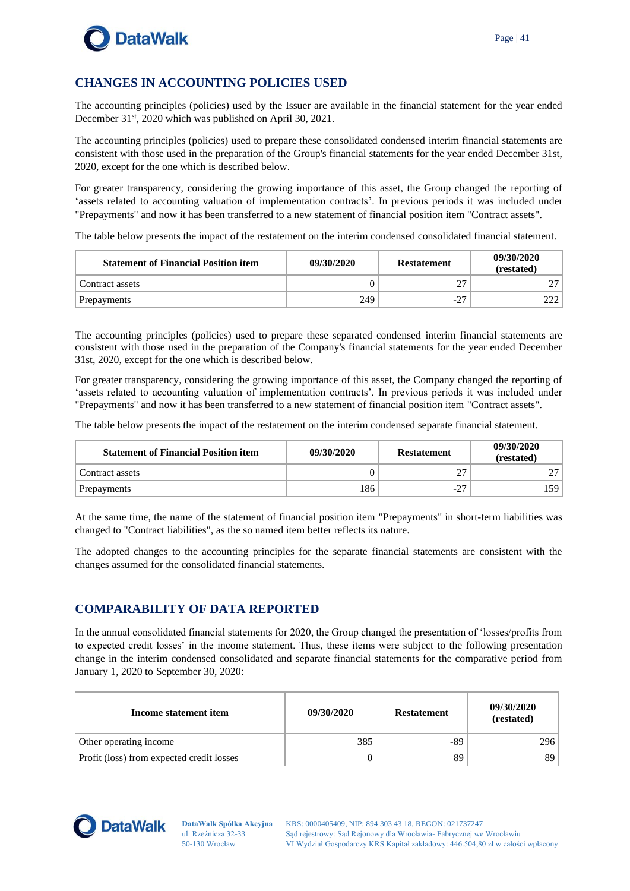## CHANGES IN ACCOUNTING POLICIES USED

The accounting principles (policies) used by the Issuer are available in the financial statement for the year ended December 31[st], 2020 which was published on April 30, 2021.

The accounting principles (policies) used to prepare these consolidated condensed interim financial statements are consistent with those used in the preparation of the Group's financial statements for the year ended December 31st, 2020, except for the one which is described below.

For greater transparency, considering the growing importance of this asset, the Group changed the reporting of 'assets related to accounting valuation of implementation contracts'. In previous periods it was included under "Prepayments" and now it has been transferred to a new statement of financial position item "Contract assets".

The table below presents the impact of the restatement on the interim condensed consolidated financial statement.

| Statement of Financial Position item | 09/30/2020 | Restatement | 09/30/2020 (restated) |
|---|---|---|---|
| Contract assets | 0 | 27 | 27 |
| Prepayments | 249 | -27 | 222 |

The accounting principles (policies) used to prepare these separated condensed interim financial statements are consistent with those used in the preparation of the Company's financial statements for the year ended December 31st, 2020, except for the one which is described below.

For greater transparency, considering the growing importance of this asset, the Company changed the reporting of 'assets related to accounting valuation of implementation contracts'. In previous periods it was included under "Prepayments" and now it has been transferred to a new statement of financial position item "Contract assets".

The table below presents the impact of the restatement on the interim condensed separate financial statement.

| Statement of Financial Position item | 09/30/2020 | Restatement | 09/30/2020 (restated) |
|---|---|---|---|
| Contract assets | 0 | 27 | 27 |
| Prepayments | 186 | -27 | 159 |

At the same time, the name of the statement of financial position item "Prepayments" in short-term liabilities was changed to "Contract liabilities", as the so named item better reflects its nature.

The adopted changes to the accounting principles for the separate financial statements are consistent with the changes assumed for the consolidated financial statements.

## COMPARABILITY OF DATA REPORTED

In the annual consolidated financial statements for 2020, the Group changed the presentation of 'losses/profits from to expected credit losses' in the income statement. Thus, these items were subject to the following presentation change in the interim condensed consolidated and separate financial statements for the comparative period from January 1, 2020 to September 30, 2020:

| Income statement item | 09/30/2020 | Restatement | 09/30/2020 (restated) |
|---|---|---|---|
| Other operating income | 385 | -89 | 296 |
| Profit (loss) from expected credit losses | 0 | 89 | 89 |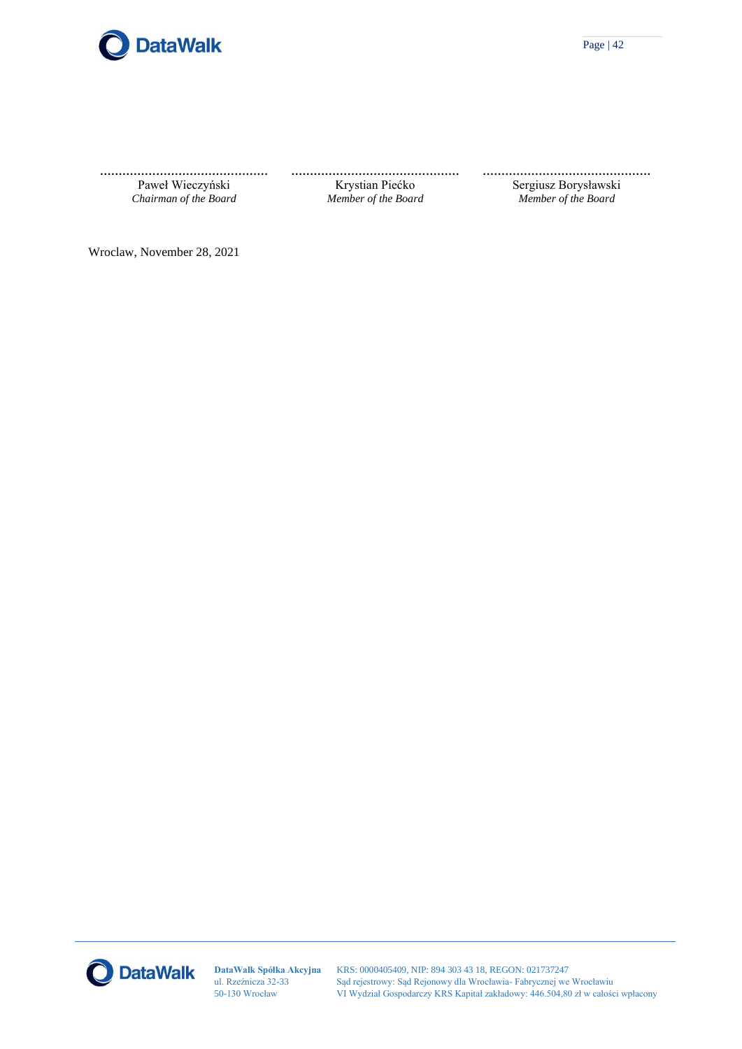| ............................................. | ............................................. | ............................................. |
|---|---|---|
| Paweł Wieczyński | Krystian Piećko | Sergiusz Borysławski |
| *Chairman of the Board* | *Member of the Board* | *Member of the Board* |

Wroclaw, November 28, 2021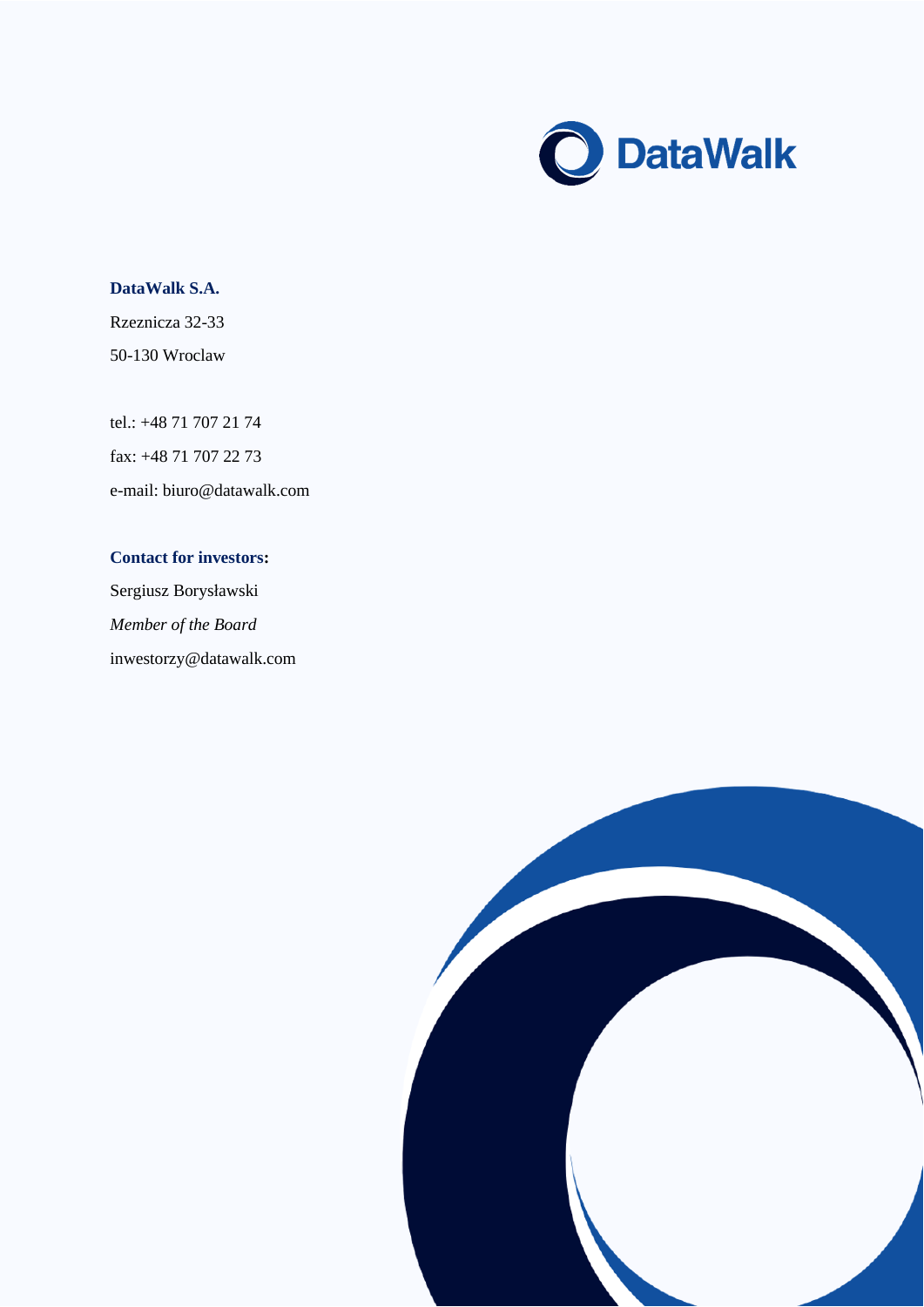**DataWalk S.A.**

Rzeznicza 32-33

50-130 Wroclaw

tel.: +48 71 707 21 74

fax: +48 71 707 22 73

e-mail: biuro@datawalk.com

**Contact for investors:**

Sergiusz Borysławski

*Member of the Board*

inwestorzy@datawalk.com